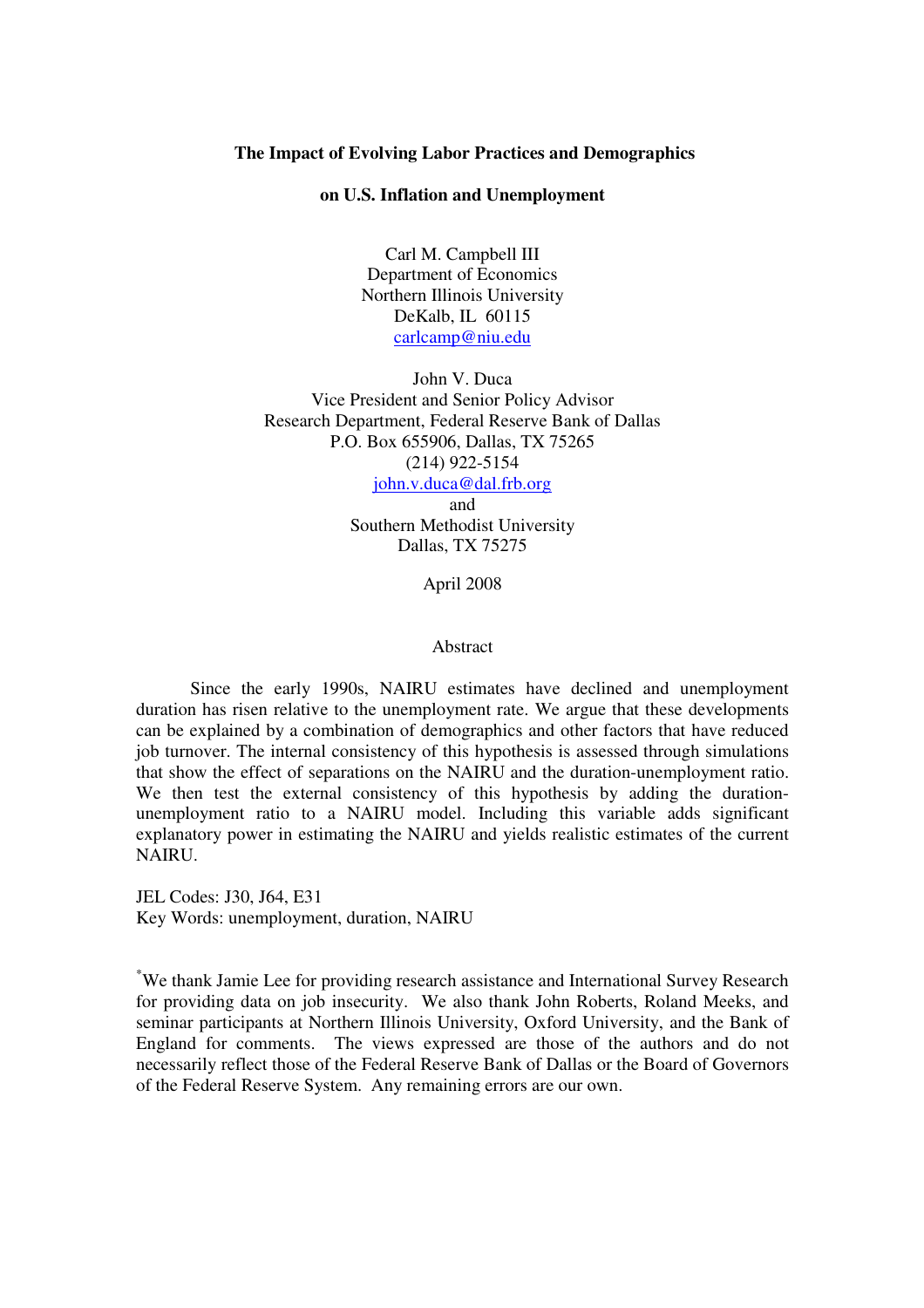# The Impact of Evolving Labor Practices and Demographics on U.S. Inflation and Unemployment

Carl M. Campbell III
Department of Economics
Northern Illinois University
DeKalb, IL 60115
carlcamp@niu.edu

John V. Duca
Vice President and Senior Policy Advisor
Research Department, Federal Reserve Bank of Dallas
P.O. Box 655906, Dallas, TX 75265
(214) 922-5154
john.v.duca@dal.frb.org
and
Southern Methodist University
Dallas, TX 75275

April 2008

## Abstract

Since the early 1990s, NAIRU estimates have declined and unemployment duration has risen relative to the unemployment rate. We argue that these developments can be explained by a combination of demographics and other factors that have reduced job turnover. The internal consistency of this hypothesis is assessed through simulations that show the effect of separations on the NAIRU and the duration-unemployment ratio. We then test the external consistency of this hypothesis by adding the duration-unemployment ratio to a NAIRU model. Including this variable adds significant explanatory power in estimating the NAIRU and yields realistic estimates of the current NAIRU.

JEL Codes: J30, J64, E31
Key Words: unemployment, duration, NAIRU

[*]We thank Jamie Lee for providing research assistance and International Survey Research for providing data on job insecurity. We also thank John Roberts, Roland Meeks, and seminar participants at Northern Illinois University, Oxford University, and the Bank of England for comments. The views expressed are those of the authors and do not necessarily reflect those of the Federal Reserve Bank of Dallas or the Board of Governors of the Federal Reserve System. Any remaining errors are our own.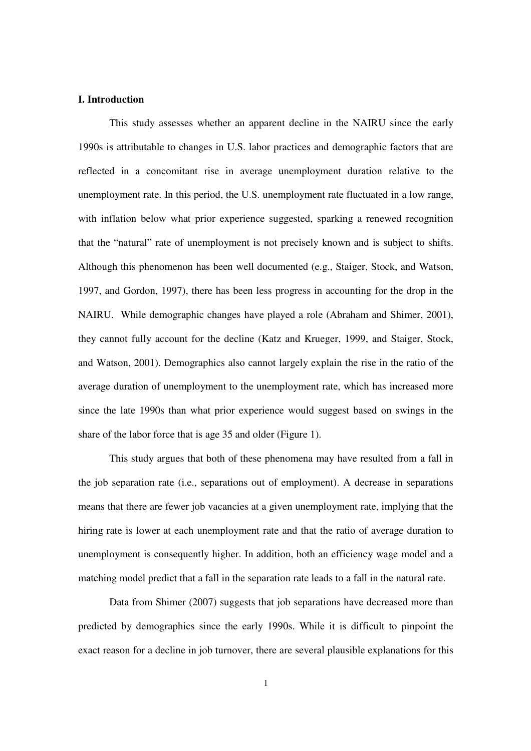## I. Introduction

This study assesses whether an apparent decline in the NAIRU since the early 1990s is attributable to changes in U.S. labor practices and demographic factors that are reflected in a concomitant rise in average unemployment duration relative to the unemployment rate. In this period, the U.S. unemployment rate fluctuated in a low range, with inflation below what prior experience suggested, sparking a renewed recognition that the "natural" rate of unemployment is not precisely known and is subject to shifts. Although this phenomenon has been well documented (e.g., Staiger, Stock, and Watson, 1997, and Gordon, 1997), there has been less progress in accounting for the drop in the NAIRU. While demographic changes have played a role (Abraham and Shimer, 2001), they cannot fully account for the decline (Katz and Krueger, 1999, and Staiger, Stock, and Watson, 2001). Demographics also cannot largely explain the rise in the ratio of the average duration of unemployment to the unemployment rate, which has increased more since the late 1990s than what prior experience would suggest based on swings in the share of the labor force that is age 35 and older (Figure 1).

This study argues that both of these phenomena may have resulted from a fall in the job separation rate (i.e., separations out of employment). A decrease in separations means that there are fewer job vacancies at a given unemployment rate, implying that the hiring rate is lower at each unemployment rate and that the ratio of average duration to unemployment is consequently higher. In addition, both an efficiency wage model and a matching model predict that a fall in the separation rate leads to a fall in the natural rate.

Data from Shimer (2007) suggests that job separations have decreased more than predicted by demographics since the early 1990s. While it is difficult to pinpoint the exact reason for a decline in job turnover, there are several plausible explanations for this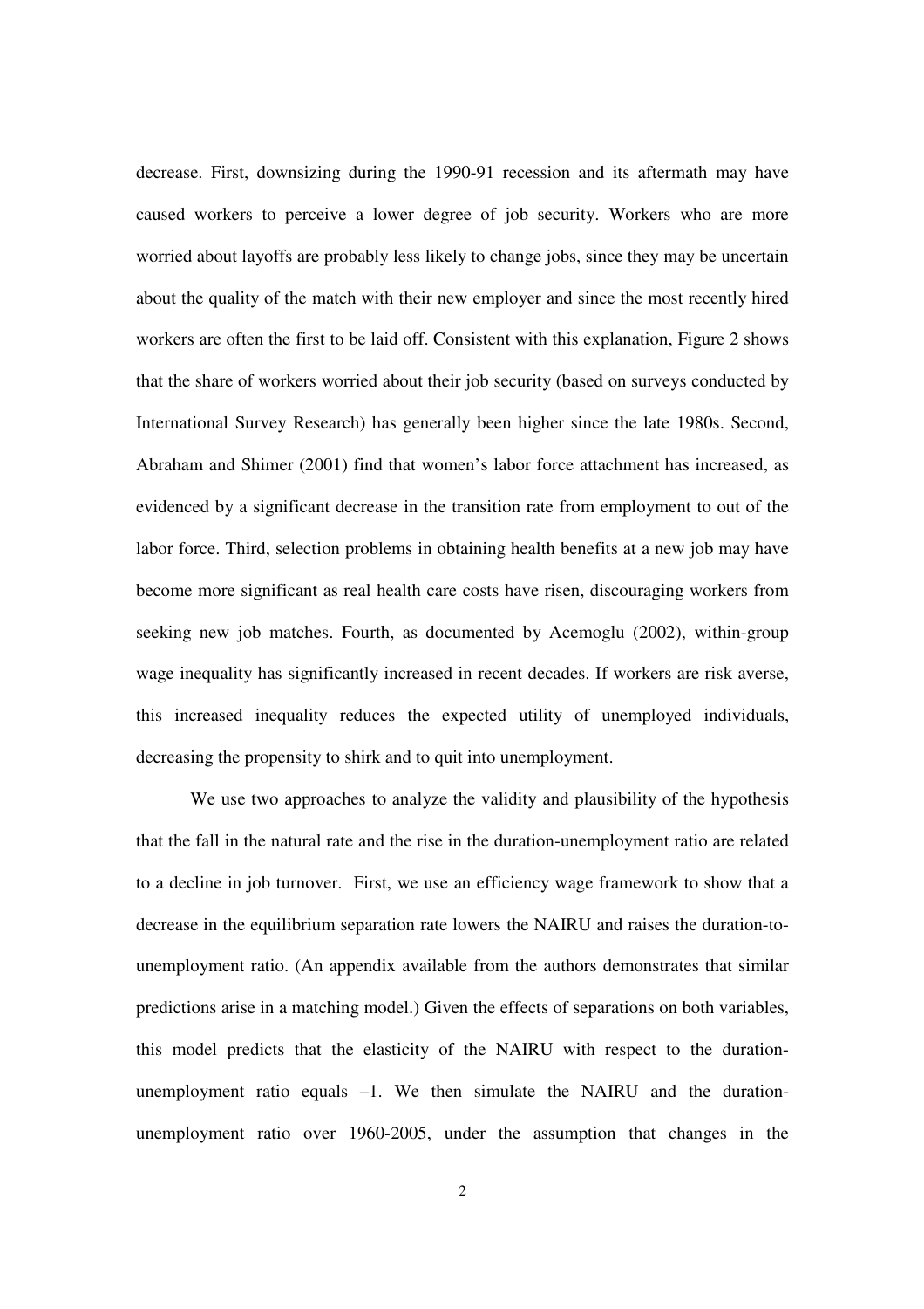decrease. First, downsizing during the 1990-91 recession and its aftermath may have caused workers to perceive a lower degree of job security. Workers who are more worried about layoffs are probably less likely to change jobs, since they may be uncertain about the quality of the match with their new employer and since the most recently hired workers are often the first to be laid off. Consistent with this explanation, Figure 2 shows that the share of workers worried about their job security (based on surveys conducted by International Survey Research) has generally been higher since the late 1980s. Second, Abraham and Shimer (2001) find that women's labor force attachment has increased, as evidenced by a significant decrease in the transition rate from employment to out of the labor force. Third, selection problems in obtaining health benefits at a new job may have become more significant as real health care costs have risen, discouraging workers from seeking new job matches. Fourth, as documented by Acemoglu (2002), within-group wage inequality has significantly increased in recent decades. If workers are risk averse, this increased inequality reduces the expected utility of unemployed individuals, decreasing the propensity to shirk and to quit into unemployment.

We use two approaches to analyze the validity and plausibility of the hypothesis that the fall in the natural rate and the rise in the duration-unemployment ratio are related to a decline in job turnover. First, we use an efficiency wage framework to show that a decrease in the equilibrium separation rate lowers the NAIRU and raises the duration-to-unemployment ratio. (An appendix available from the authors demonstrates that similar predictions arise in a matching model.) Given the effects of separations on both variables, this model predicts that the elasticity of the NAIRU with respect to the duration-unemployment ratio equals –1. We then simulate the NAIRU and the duration-unemployment ratio over 1960-2005, under the assumption that changes in the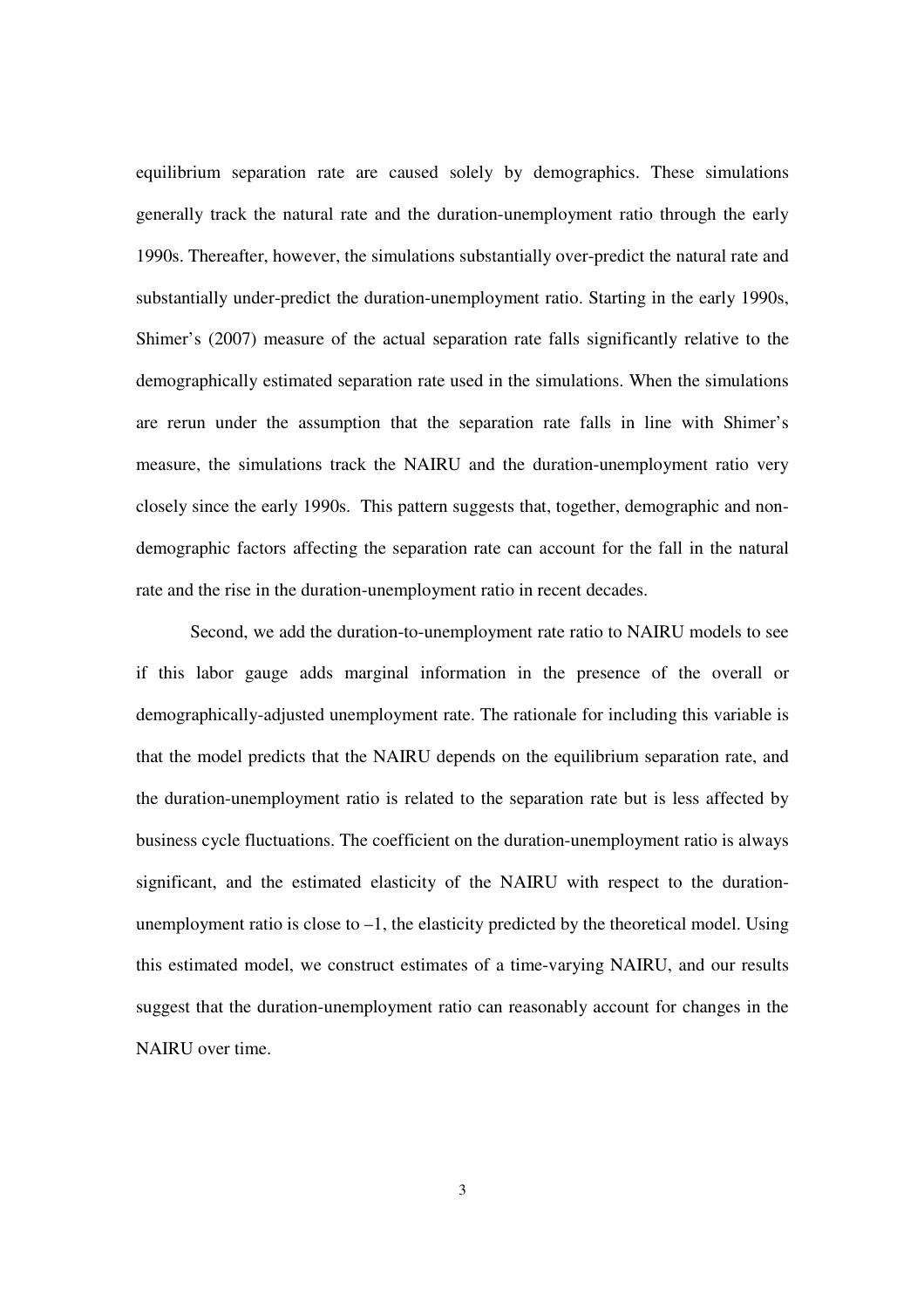equilibrium separation rate are caused solely by demographics. These simulations generally track the natural rate and the duration-unemployment ratio through the early 1990s. Thereafter, however, the simulations substantially over-predict the natural rate and substantially under-predict the duration-unemployment ratio. Starting in the early 1990s, Shimer's (2007) measure of the actual separation rate falls significantly relative to the demographically estimated separation rate used in the simulations. When the simulations are rerun under the assumption that the separation rate falls in line with Shimer's measure, the simulations track the NAIRU and the duration-unemployment ratio very closely since the early 1990s. This pattern suggests that, together, demographic and non-demographic factors affecting the separation rate can account for the fall in the natural rate and the rise in the duration-unemployment ratio in recent decades.

Second, we add the duration-to-unemployment rate ratio to NAIRU models to see if this labor gauge adds marginal information in the presence of the overall or demographically-adjusted unemployment rate. The rationale for including this variable is that the model predicts that the NAIRU depends on the equilibrium separation rate, and the duration-unemployment ratio is related to the separation rate but is less affected by business cycle fluctuations. The coefficient on the duration-unemployment ratio is always significant, and the estimated elasticity of the NAIRU with respect to the duration-unemployment ratio is close to –1, the elasticity predicted by the theoretical model. Using this estimated model, we construct estimates of a time-varying NAIRU, and our results suggest that the duration-unemployment ratio can reasonably account for changes in the NAIRU over time.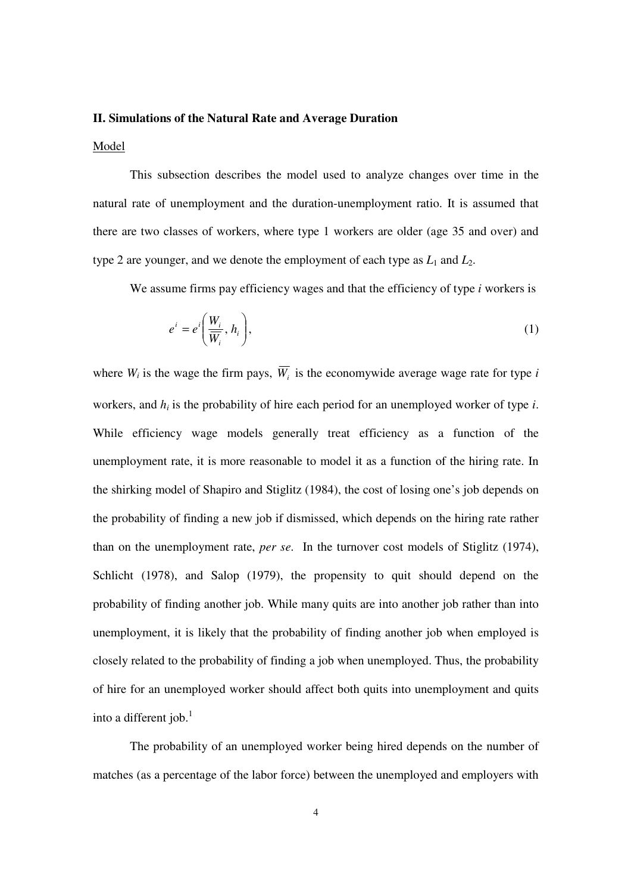**II. Simulations of the Natural Rate and Average Duration**

Model

This subsection describes the model used to analyze changes over time in the natural rate of unemployment and the duration-unemployment ratio. It is assumed that there are two classes of workers, where type 1 workers are older (age 35 and over) and type 2 are younger, and we denote the employment of each type as $L_1$ and $L_2$.

We assume firms pay efficiency wages and that the efficiency of type *i* workers is

$$e^i = e^i\left(\frac{W_i}{\overline{W_i}}, h_i\right), \tag{1}$$

where $W_i$ is the wage the firm pays, $\overline{W_i}$ is the economywide average wage rate for type *i* workers, and $h_i$ is the probability of hire each period for an unemployed worker of type *i*. While efficiency wage models generally treat efficiency as a function of the unemployment rate, it is more reasonable to model it as a function of the hiring rate. In the shirking model of Shapiro and Stiglitz (1984), the cost of losing one's job depends on the probability of finding a new job if dismissed, which depends on the hiring rate rather than on the unemployment rate, *per se*. In the turnover cost models of Stiglitz (1974), Schlicht (1978), and Salop (1979), the propensity to quit should depend on the probability of finding another job. While many quits are into another job rather than into unemployment, it is likely that the probability of finding another job when employed is closely related to the probability of finding a job when unemployed. Thus, the probability of hire for an unemployed worker should affect both quits into unemployment and quits into a different job.[1]

The probability of an unemployed worker being hired depends on the number of matches (as a percentage of the labor force) between the unemployed and employers with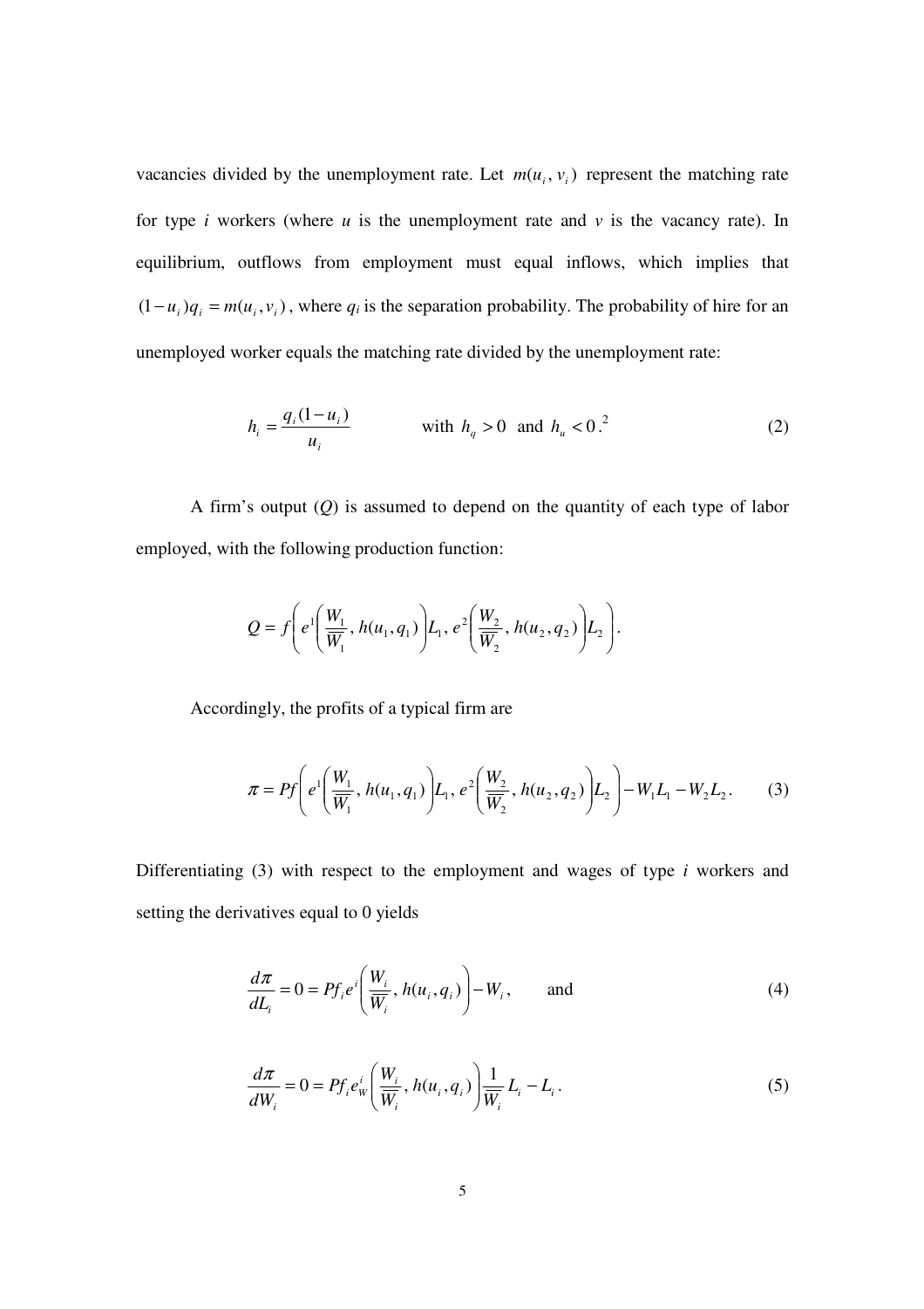vacancies divided by the unemployment rate. Let $m(u_i, v_i)$ represent the matching rate for type $i$ workers (where $u$ is the unemployment rate and $v$ is the vacancy rate). In equilibrium, outflows from employment must equal inflows, which implies that $(1-u_i)q_i = m(u_i, v_i)$, where $q_i$ is the separation probability. The probability of hire for an unemployed worker equals the matching rate divided by the unemployment rate:

$$h_i = \frac{q_i(1-u_i)}{u_i} \qquad \text{with } h_q > 0 \text{ and } h_u < 0.[2] \tag{2}$$

A firm's output ($Q$) is assumed to depend on the quantity of each type of labor employed, with the following production function:

$$Q = f\left( e^1\left( \frac{W_1}{\overline{\overline{W}}_1}, h(u_1, q_1) \right) L_1, e^2\left( \frac{W_2}{\overline{\overline{W}}_2}, h(u_2, q_2) \right) L_2 \right).$$

Accordingly, the profits of a typical firm are

$$\pi = Pf\left( e^1\left( \frac{W_1}{\overline{\overline{W}}_1}, h(u_1, q_1) \right) L_1, e^2\left( \frac{W_2}{\overline{\overline{W}}_2}, h(u_2, q_2) \right) L_2 \right) - W_1 L_1 - W_2 L_2. \tag{3}$$

Differentiating (3) with respect to the employment and wages of type $i$ workers and setting the derivatives equal to 0 yields

$$\frac{d\pi}{dL_i} = 0 = Pf_i e^i\left( \frac{W_i}{\overline{\overline{W}}_i}, h(u_i, q_i) \right) - W_i, \qquad \text{and} \tag{4}$$

$$\frac{d\pi}{dW_i} = 0 = Pf_i e^i_W\left( \frac{W_i}{\overline{\overline{W}}_i}, h(u_i, q_i) \right) \frac{1}{\overline{\overline{W}}_i} L_i - L_i. \tag{5}$$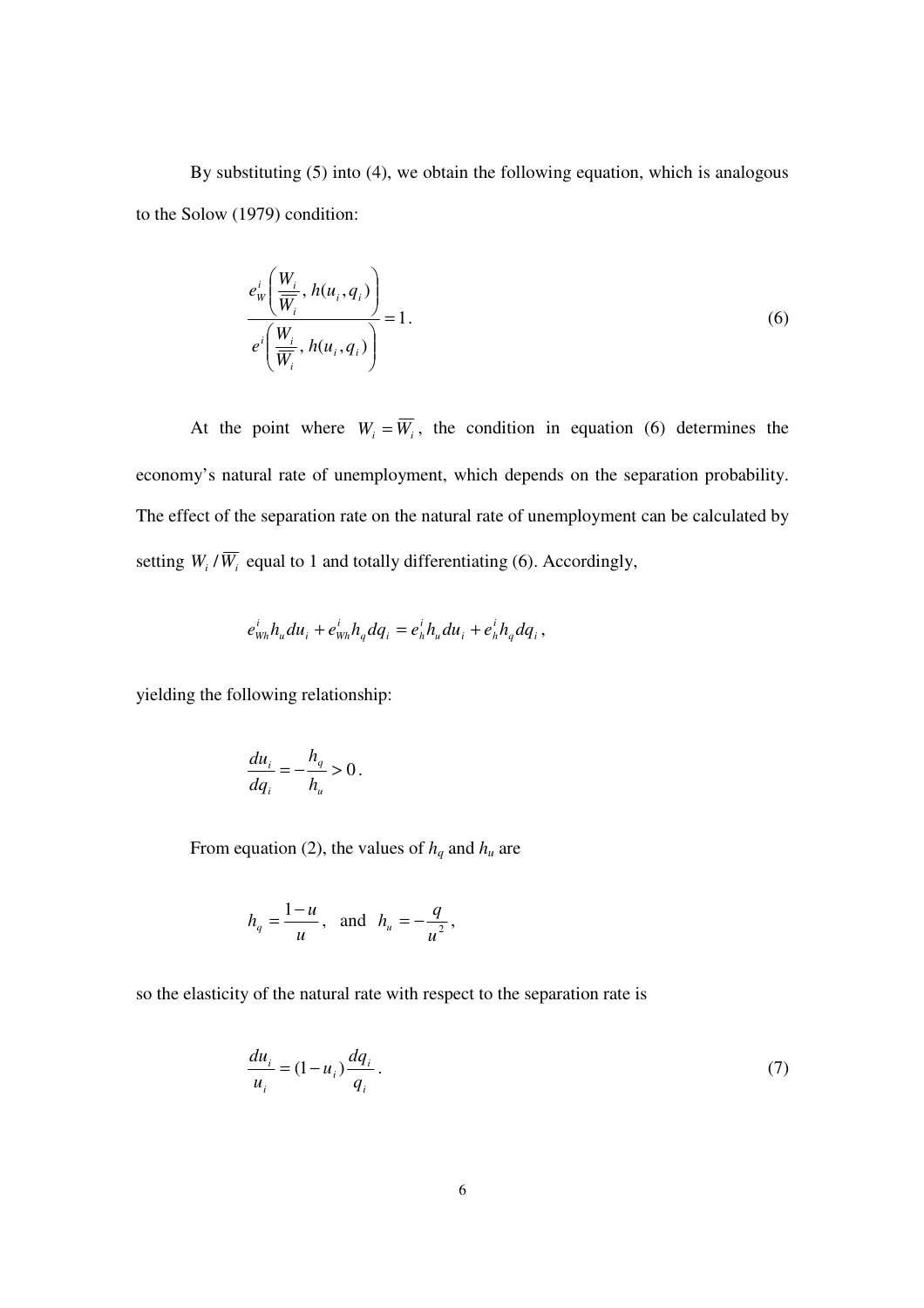By substituting (5) into (4), we obtain the following equation, which is analogous to the Solow (1979) condition:

$$\frac{e_W^i\left(\dfrac{W_i}{\overline{W}_i},\, h(u_i, q_i)\right)}{e^i\left(\dfrac{W_i}{\overline{W}_i},\, h(u_i, q_i)\right)} = 1. \tag{6}$$

At the point where $W_i = \overline{W}_i$, the condition in equation (6) determines the economy's natural rate of unemployment, which depends on the separation probability. The effect of the separation rate on the natural rate of unemployment can be calculated by setting $W_i / \overline{W}_i$ equal to 1 and totally differentiating (6). Accordingly,

$$e_{Wh}^i h_u du_i + e_{Wh}^i h_q dq_i = e_h^i h_u du_i + e_h^i h_q dq_i,$$

yielding the following relationship:

$$\frac{du_i}{dq_i} = -\frac{h_q}{h_u} > 0.$$

From equation (2), the values of $h_q$ and $h_u$ are

$$h_q = \frac{1-u}{u}, \quad \text{and} \quad h_u = -\frac{q}{u^2},$$

so the elasticity of the natural rate with respect to the separation rate is

$$\frac{du_i}{u_i} = (1-u_i)\frac{dq_i}{q_i}. \tag{7}$$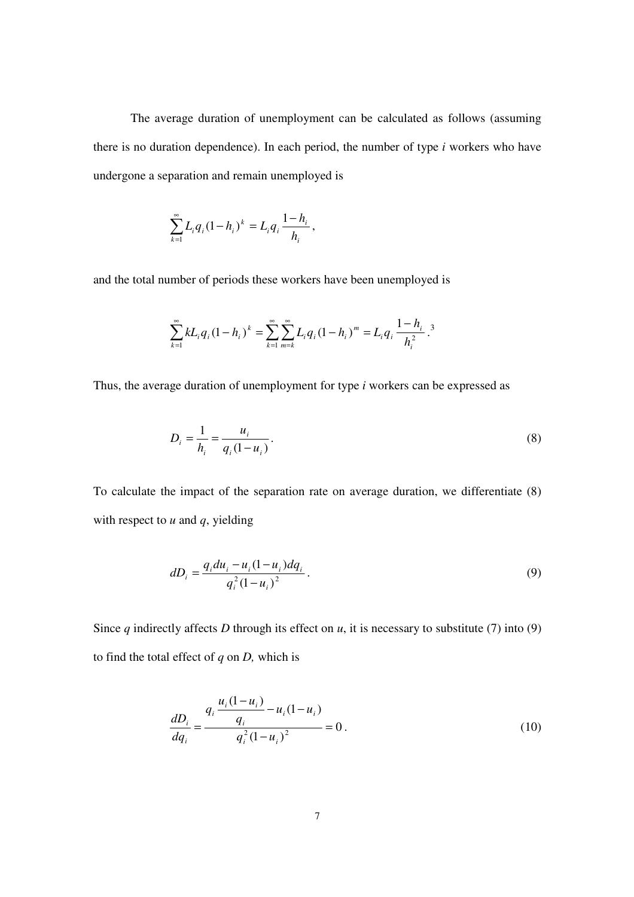The average duration of unemployment can be calculated as follows (assuming there is no duration dependence). In each period, the number of type *i* workers who have undergone a separation and remain unemployed is

$$\sum_{k=1}^{\infty} L_i q_i (1-h_i)^k = L_i q_i \frac{1-h_i}{h_i},$$

and the total number of periods these workers have been unemployed is

$$\sum_{k=1}^{\infty} k L_i q_i (1-h_i)^k = \sum_{k=1}^{\infty} \sum_{m=k}^{\infty} L_i q_i (1-h_i)^m = L_i q_i \frac{1-h_i}{h_i^2}.$$ [3]

Thus, the average duration of unemployment for type *i* workers can be expressed as

$$D_i = \frac{1}{h_i} = \frac{u_i}{q_i(1-u_i)}. \tag{8}$$

To calculate the impact of the separation rate on average duration, we differentiate (8) with respect to $u$ and $q$, yielding

$$dD_i = \frac{q_i du_i - u_i(1-u_i)dq_i}{q_i^2(1-u_i)^2}. \tag{9}$$

Since $q$ indirectly affects $D$ through its effect on $u$, it is necessary to substitute (7) into (9) to find the total effect of $q$ on $D$, which is

$$\frac{dD_i}{dq_i} = \frac{q_i \dfrac{u_i(1-u_i)}{q_i} - u_i(1-u_i)}{q_i^2(1-u_i)^2} = 0. \tag{10}$$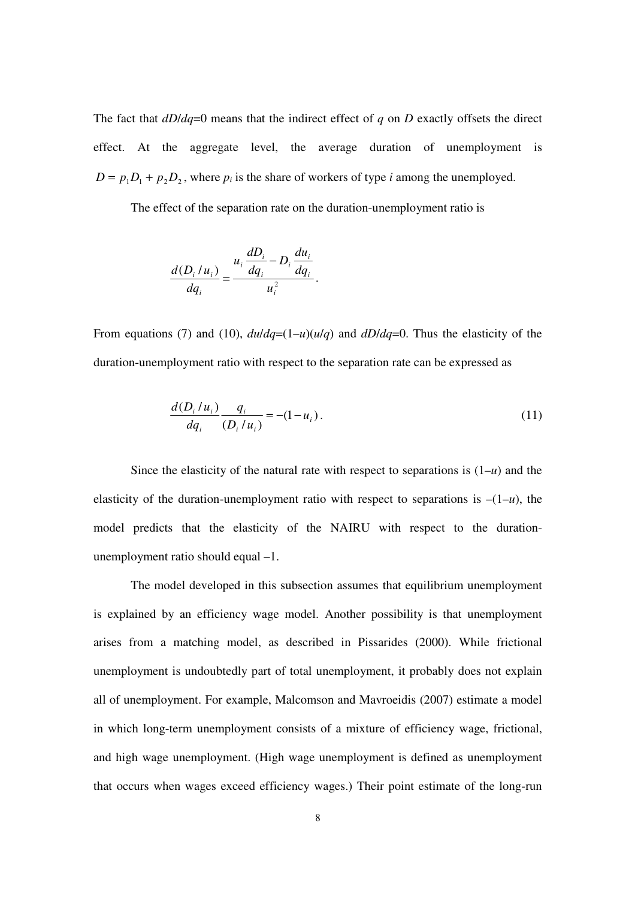The fact that $dD/dq$=0 means that the indirect effect of $q$ on $D$ exactly offsets the direct effect. At the aggregate level, the average duration of unemployment is $D = p_1 D_1 + p_2 D_2$, where $p_i$ is the share of workers of type $i$ among the unemployed.

The effect of the separation rate on the duration-unemployment ratio is

$$\frac{d(D_i / u_i)}{dq_i} = \frac{u_i \dfrac{dD_i}{dq_i} - D_i \dfrac{du_i}{dq_i}}{u_i^2}.$$

From equations (7) and (10), $du/dq$=$(1–u)(u/q)$ and $dD/dq$=0. Thus the elasticity of the duration-unemployment ratio with respect to the separation rate can be expressed as

$$\frac{d(D_i / u_i)}{dq_i} \frac{q_i}{(D_i / u_i)} = -(1 - u_i). \tag{11}$$

Since the elasticity of the natural rate with respect to separations is $(1–u)$ and the elasticity of the duration-unemployment ratio with respect to separations is $–(1–u)$, the model predicts that the elasticity of the NAIRU with respect to the duration-unemployment ratio should equal –1.

The model developed in this subsection assumes that equilibrium unemployment is explained by an efficiency wage model. Another possibility is that unemployment arises from a matching model, as described in Pissarides (2000). While frictional unemployment is undoubtedly part of total unemployment, it probably does not explain all of unemployment. For example, Malcomson and Mavroeidis (2007) estimate a model in which long-term unemployment consists of a mixture of efficiency wage, frictional, and high wage unemployment. (High wage unemployment is defined as unemployment that occurs when wages exceed efficiency wages.) Their point estimate of the long-run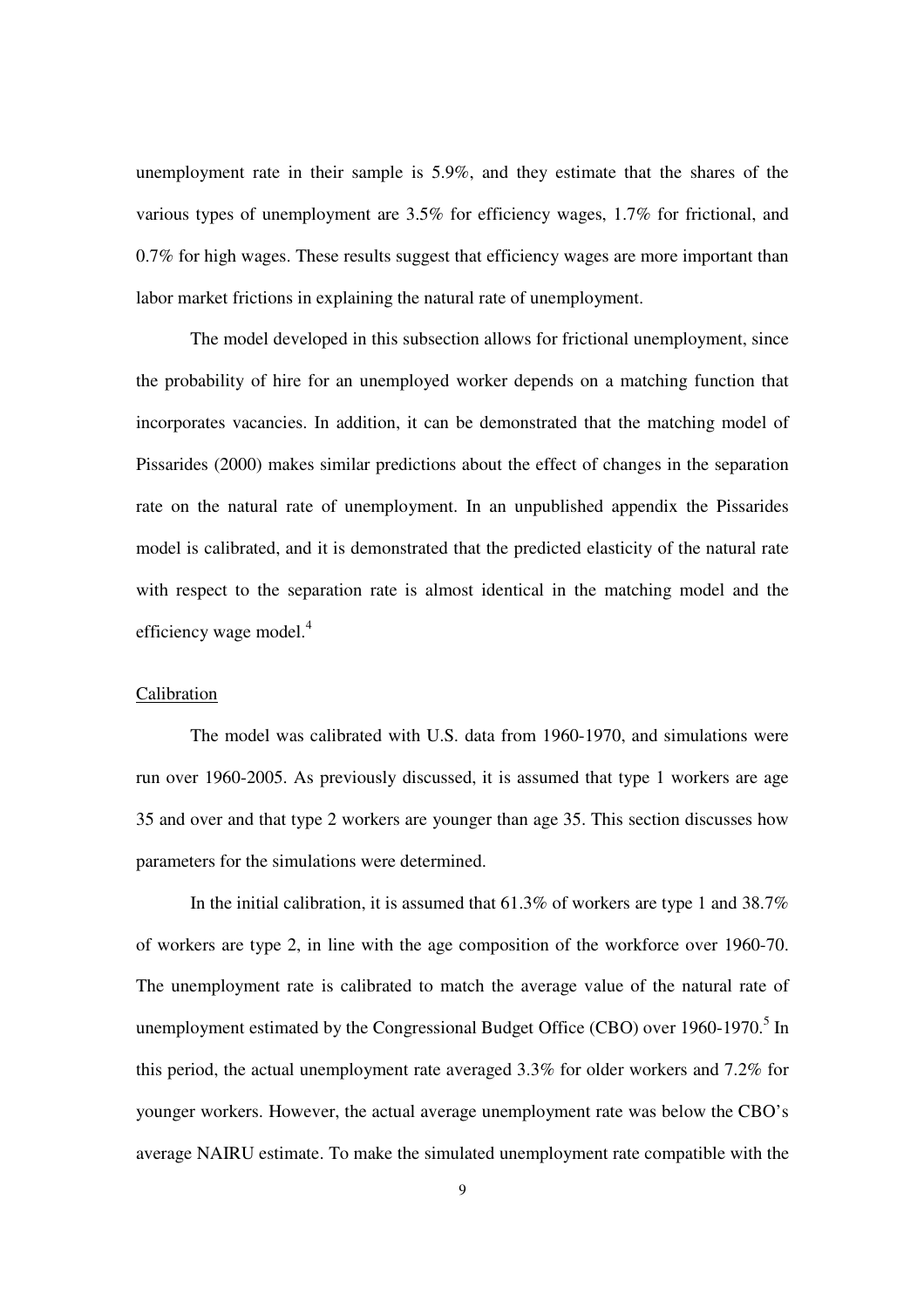unemployment rate in their sample is 5.9%, and they estimate that the shares of the various types of unemployment are 3.5% for efficiency wages, 1.7% for frictional, and 0.7% for high wages. These results suggest that efficiency wages are more important than labor market frictions in explaining the natural rate of unemployment.

The model developed in this subsection allows for frictional unemployment, since the probability of hire for an unemployed worker depends on a matching function that incorporates vacancies. In addition, it can be demonstrated that the matching model of Pissarides (2000) makes similar predictions about the effect of changes in the separation rate on the natural rate of unemployment. In an unpublished appendix the Pissarides model is calibrated, and it is demonstrated that the predicted elasticity of the natural rate with respect to the separation rate is almost identical in the matching model and the efficiency wage model.[4]

Calibration

The model was calibrated with U.S. data from 1960-1970, and simulations were run over 1960-2005. As previously discussed, it is assumed that type 1 workers are age 35 and over and that type 2 workers are younger than age 35. This section discusses how parameters for the simulations were determined.

In the initial calibration, it is assumed that 61.3% of workers are type 1 and 38.7% of workers are type 2, in line with the age composition of the workforce over 1960-70. The unemployment rate is calibrated to match the average value of the natural rate of unemployment estimated by the Congressional Budget Office (CBO) over 1960-1970.[5] In this period, the actual unemployment rate averaged 3.3% for older workers and 7.2% for younger workers. However, the actual average unemployment rate was below the CBO's average NAIRU estimate. To make the simulated unemployment rate compatible with the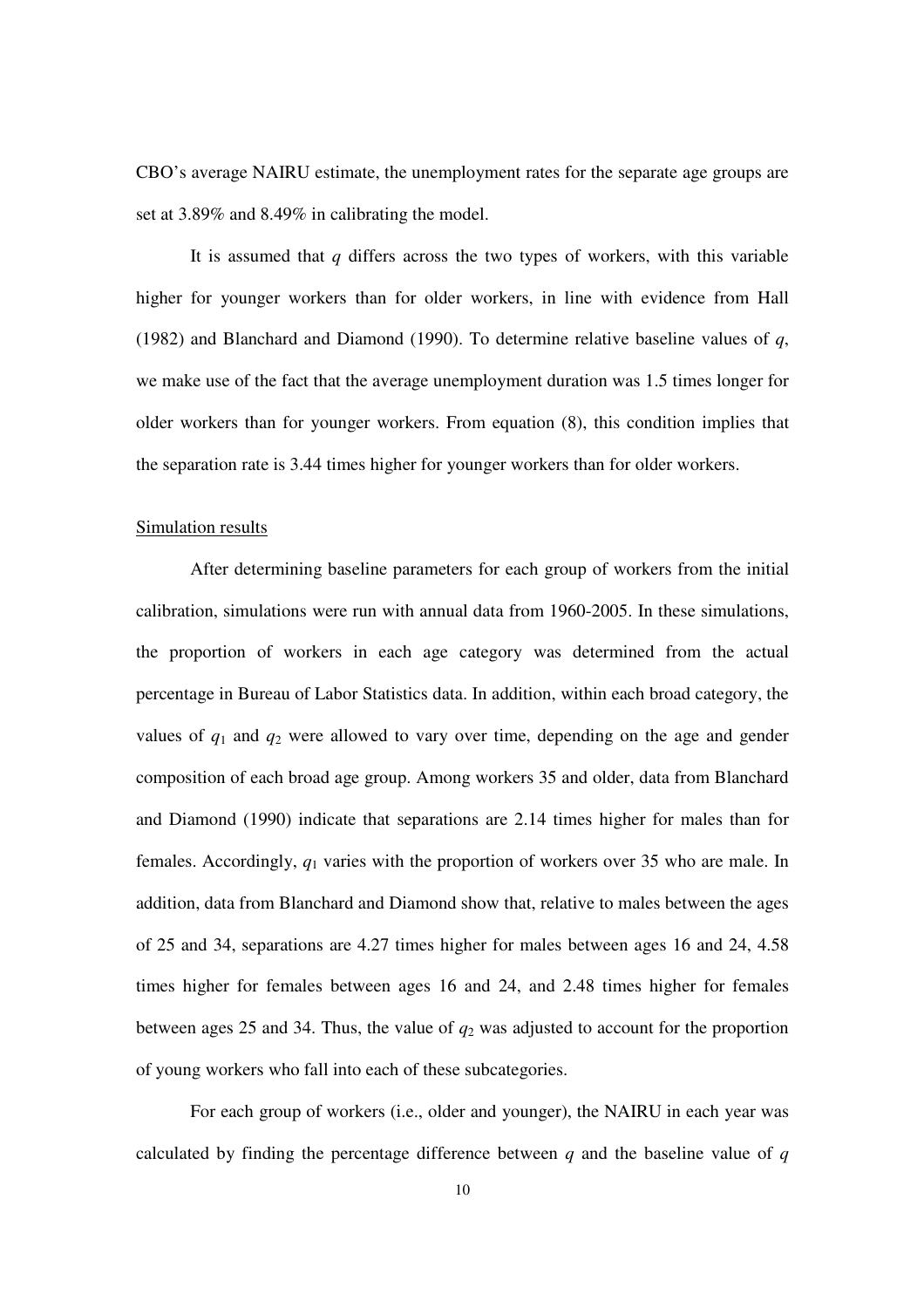CBO's average NAIRU estimate, the unemployment rates for the separate age groups are set at 3.89% and 8.49% in calibrating the model.

It is assumed that $q$ differs across the two types of workers, with this variable higher for younger workers than for older workers, in line with evidence from Hall (1982) and Blanchard and Diamond (1990). To determine relative baseline values of $q$, we make use of the fact that the average unemployment duration was 1.5 times longer for older workers than for younger workers. From equation (8), this condition implies that the separation rate is 3.44 times higher for younger workers than for older workers.

Simulation results

After determining baseline parameters for each group of workers from the initial calibration, simulations were run with annual data from 1960-2005. In these simulations, the proportion of workers in each age category was determined from the actual percentage in Bureau of Labor Statistics data. In addition, within each broad category, the values of $q_1$ and $q_2$ were allowed to vary over time, depending on the age and gender composition of each broad age group. Among workers 35 and older, data from Blanchard and Diamond (1990) indicate that separations are 2.14 times higher for males than for females. Accordingly, $q_1$ varies with the proportion of workers over 35 who are male. In addition, data from Blanchard and Diamond show that, relative to males between the ages of 25 and 34, separations are 4.27 times higher for males between ages 16 and 24, 4.58 times higher for females between ages 16 and 24, and 2.48 times higher for females between ages 25 and 34. Thus, the value of $q_2$ was adjusted to account for the proportion of young workers who fall into each of these subcategories.

For each group of workers (i.e., older and younger), the NAIRU in each year was calculated by finding the percentage difference between $q$ and the baseline value of $q$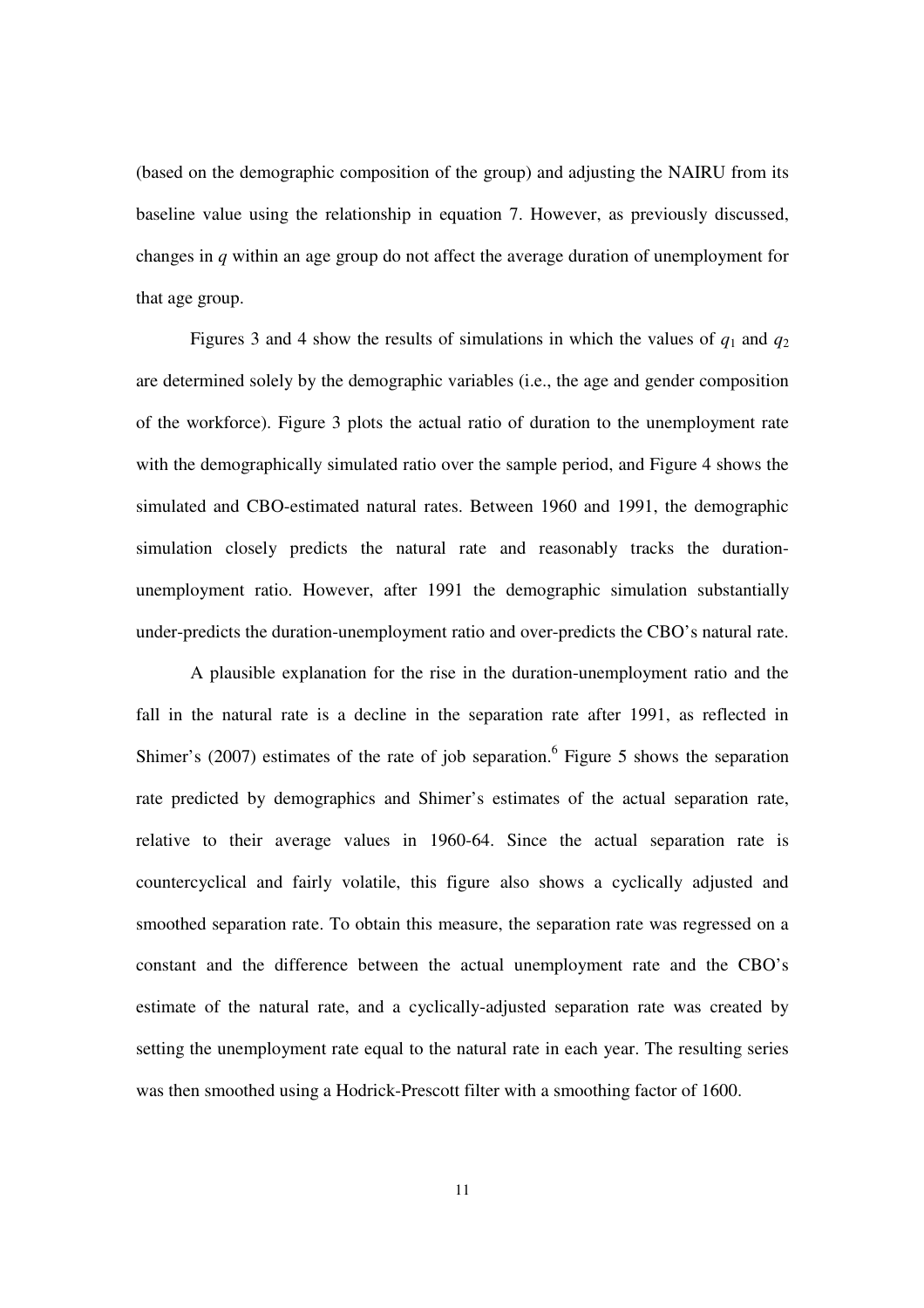(based on the demographic composition of the group) and adjusting the NAIRU from its baseline value using the relationship in equation 7. However, as previously discussed, changes in *q* within an age group do not affect the average duration of unemployment for that age group.

Figures 3 and 4 show the results of simulations in which the values of $q_1$ and $q_2$ are determined solely by the demographic variables (i.e., the age and gender composition of the workforce). Figure 3 plots the actual ratio of duration to the unemployment rate with the demographically simulated ratio over the sample period, and Figure 4 shows the simulated and CBO-estimated natural rates. Between 1960 and 1991, the demographic simulation closely predicts the natural rate and reasonably tracks the duration-unemployment ratio. However, after 1991 the demographic simulation substantially under-predicts the duration-unemployment ratio and over-predicts the CBO's natural rate.

A plausible explanation for the rise in the duration-unemployment ratio and the fall in the natural rate is a decline in the separation rate after 1991, as reflected in Shimer's (2007) estimates of the rate of job separation.[6] Figure 5 shows the separation rate predicted by demographics and Shimer's estimates of the actual separation rate, relative to their average values in 1960-64. Since the actual separation rate is countercyclical and fairly volatile, this figure also shows a cyclically adjusted and smoothed separation rate. To obtain this measure, the separation rate was regressed on a constant and the difference between the actual unemployment rate and the CBO's estimate of the natural rate, and a cyclically-adjusted separation rate was created by setting the unemployment rate equal to the natural rate in each year. The resulting series was then smoothed using a Hodrick-Prescott filter with a smoothing factor of 1600.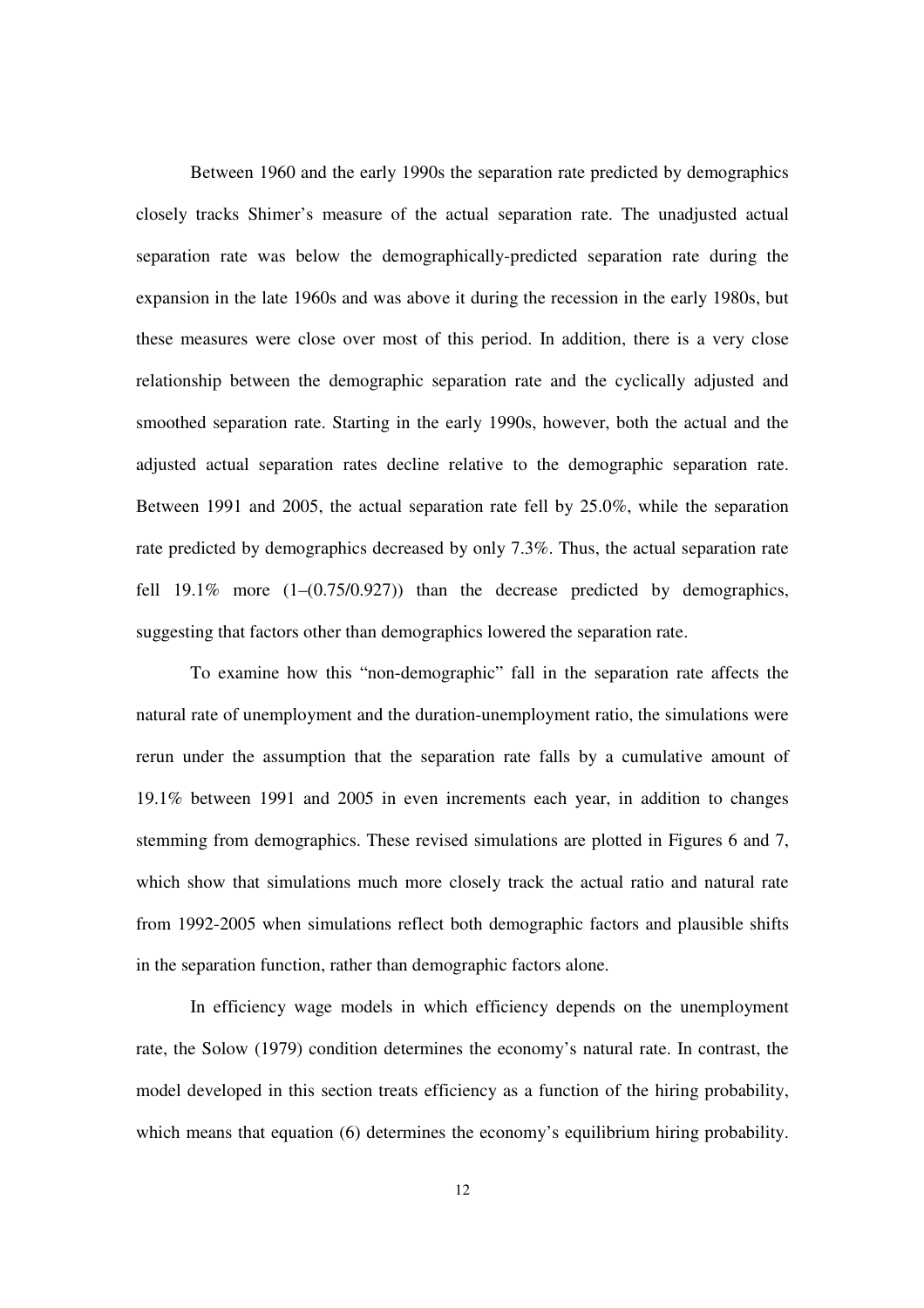Between 1960 and the early 1990s the separation rate predicted by demographics closely tracks Shimer's measure of the actual separation rate. The unadjusted actual separation rate was below the demographically-predicted separation rate during the expansion in the late 1960s and was above it during the recession in the early 1980s, but these measures were close over most of this period. In addition, there is a very close relationship between the demographic separation rate and the cyclically adjusted and smoothed separation rate. Starting in the early 1990s, however, both the actual and the adjusted actual separation rates decline relative to the demographic separation rate. Between 1991 and 2005, the actual separation rate fell by 25.0%, while the separation rate predicted by demographics decreased by only 7.3%. Thus, the actual separation rate fell 19.1% more (1–(0.75/0.927)) than the decrease predicted by demographics, suggesting that factors other than demographics lowered the separation rate.

To examine how this "non-demographic" fall in the separation rate affects the natural rate of unemployment and the duration-unemployment ratio, the simulations were rerun under the assumption that the separation rate falls by a cumulative amount of 19.1% between 1991 and 2005 in even increments each year, in addition to changes stemming from demographics. These revised simulations are plotted in Figures 6 and 7, which show that simulations much more closely track the actual ratio and natural rate from 1992-2005 when simulations reflect both demographic factors and plausible shifts in the separation function, rather than demographic factors alone.

In efficiency wage models in which efficiency depends on the unemployment rate, the Solow (1979) condition determines the economy's natural rate. In contrast, the model developed in this section treats efficiency as a function of the hiring probability, which means that equation (6) determines the economy's equilibrium hiring probability.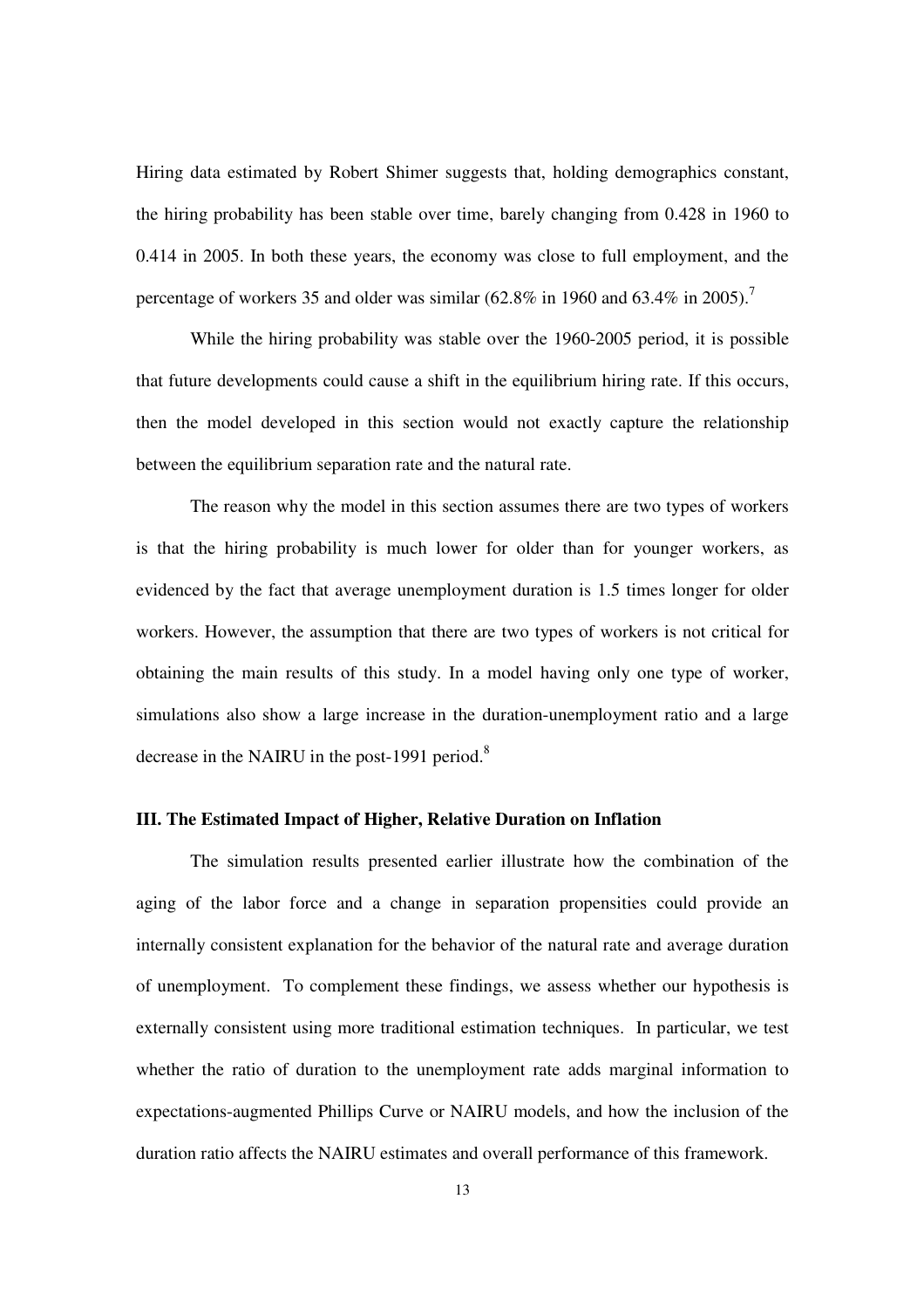Hiring data estimated by Robert Shimer suggests that, holding demographics constant, the hiring probability has been stable over time, barely changing from 0.428 in 1960 to 0.414 in 2005. In both these years, the economy was close to full employment, and the percentage of workers 35 and older was similar (62.8% in 1960 and 63.4% in 2005).[7]

While the hiring probability was stable over the 1960-2005 period, it is possible that future developments could cause a shift in the equilibrium hiring rate. If this occurs, then the model developed in this section would not exactly capture the relationship between the equilibrium separation rate and the natural rate.

The reason why the model in this section assumes there are two types of workers is that the hiring probability is much lower for older than for younger workers, as evidenced by the fact that average unemployment duration is 1.5 times longer for older workers. However, the assumption that there are two types of workers is not critical for obtaining the main results of this study. In a model having only one type of worker, simulations also show a large increase in the duration-unemployment ratio and a large decrease in the NAIRU in the post-1991 period.[8]

### III. The Estimated Impact of Higher, Relative Duration on Inflation

The simulation results presented earlier illustrate how the combination of the aging of the labor force and a change in separation propensities could provide an internally consistent explanation for the behavior of the natural rate and average duration of unemployment. To complement these findings, we assess whether our hypothesis is externally consistent using more traditional estimation techniques. In particular, we test whether the ratio of duration to the unemployment rate adds marginal information to expectations-augmented Phillips Curve or NAIRU models, and how the inclusion of the duration ratio affects the NAIRU estimates and overall performance of this framework.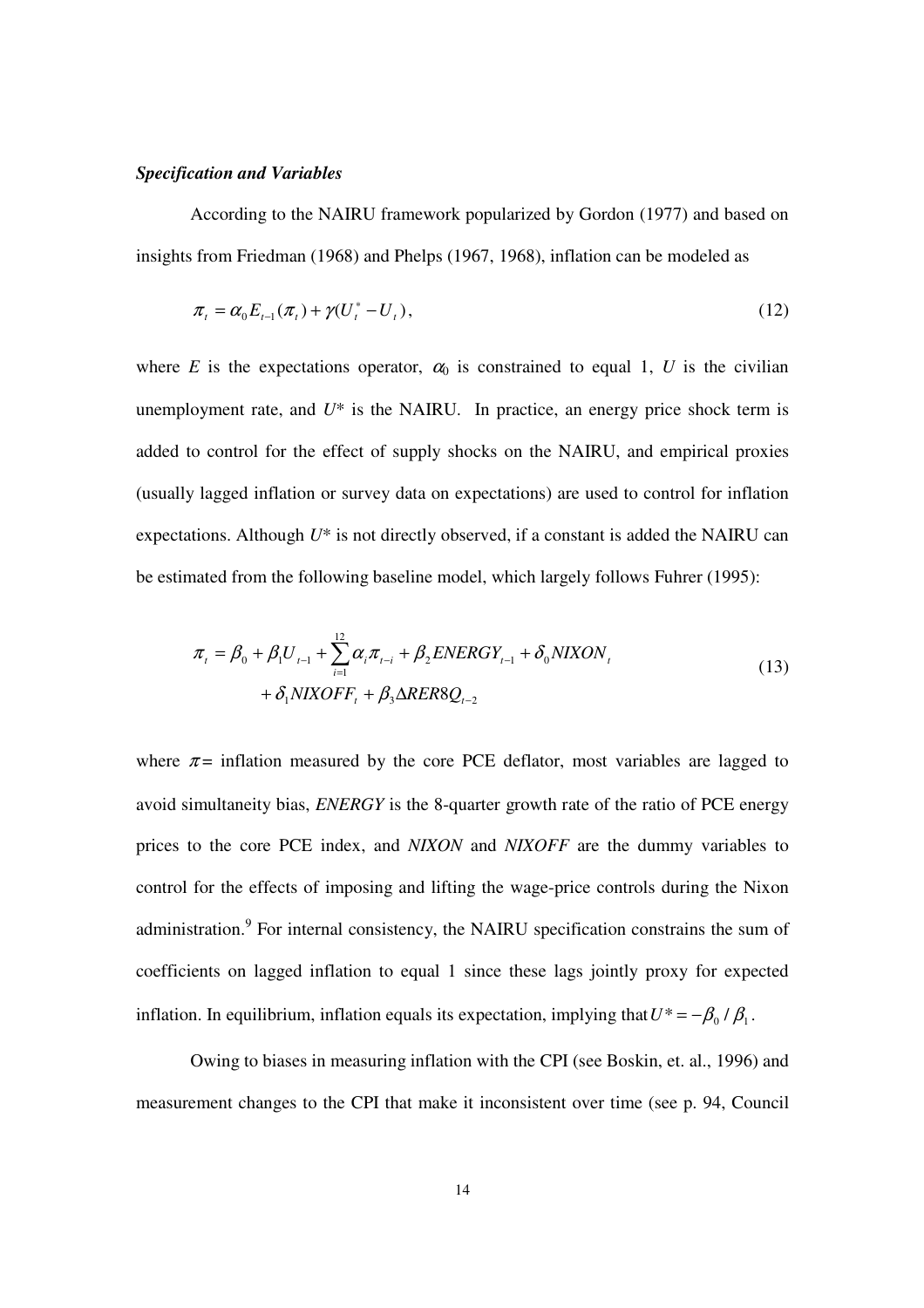### *Specification and Variables*

According to the NAIRU framework popularized by Gordon (1977) and based on insights from Friedman (1968) and Phelps (1967, 1968), inflation can be modeled as

$$\pi_t = \alpha_0 E_{t-1}(\pi_t) + \gamma(U_t^* - U_t), \tag{12}$$

where $E$ is the expectations operator, $\alpha_0$ is constrained to equal 1, $U$ is the civilian unemployment rate, and $U^*$ is the NAIRU. In practice, an energy price shock term is added to control for the effect of supply shocks on the NAIRU, and empirical proxies (usually lagged inflation or survey data on expectations) are used to control for inflation expectations. Although $U^*$ is not directly observed, if a constant is added the NAIRU can be estimated from the following baseline model, which largely follows Fuhrer (1995):

$$\begin{aligned} \pi_t = \beta_0 + \beta_1 U_{t-1} + \sum_{i=1}^{12} \alpha_i \pi_{t-i} + \beta_2 ENERGY_{t-1} + \delta_0 NIXON_t \\ + \delta_1 NIXOFF_t + \beta_3 \Delta RER8Q_{t-2} \end{aligned} \tag{13}$$

where $\pi$ = inflation measured by the core PCE deflator, most variables are lagged to avoid simultaneity bias, *ENERGY* is the 8-quarter growth rate of the ratio of PCE energy prices to the core PCE index, and *NIXON* and *NIXOFF* are the dummy variables to control for the effects of imposing and lifting the wage-price controls during the Nixon administration.[9] For internal consistency, the NAIRU specification constrains the sum of coefficients on lagged inflation to equal 1 since these lags jointly proxy for expected inflation. In equilibrium, inflation equals its expectation, implying that $U^* = -\beta_0 / \beta_1$.

Owing to biases in measuring inflation with the CPI (see Boskin, et. al., 1996) and measurement changes to the CPI that make it inconsistent over time (see p. 94, Council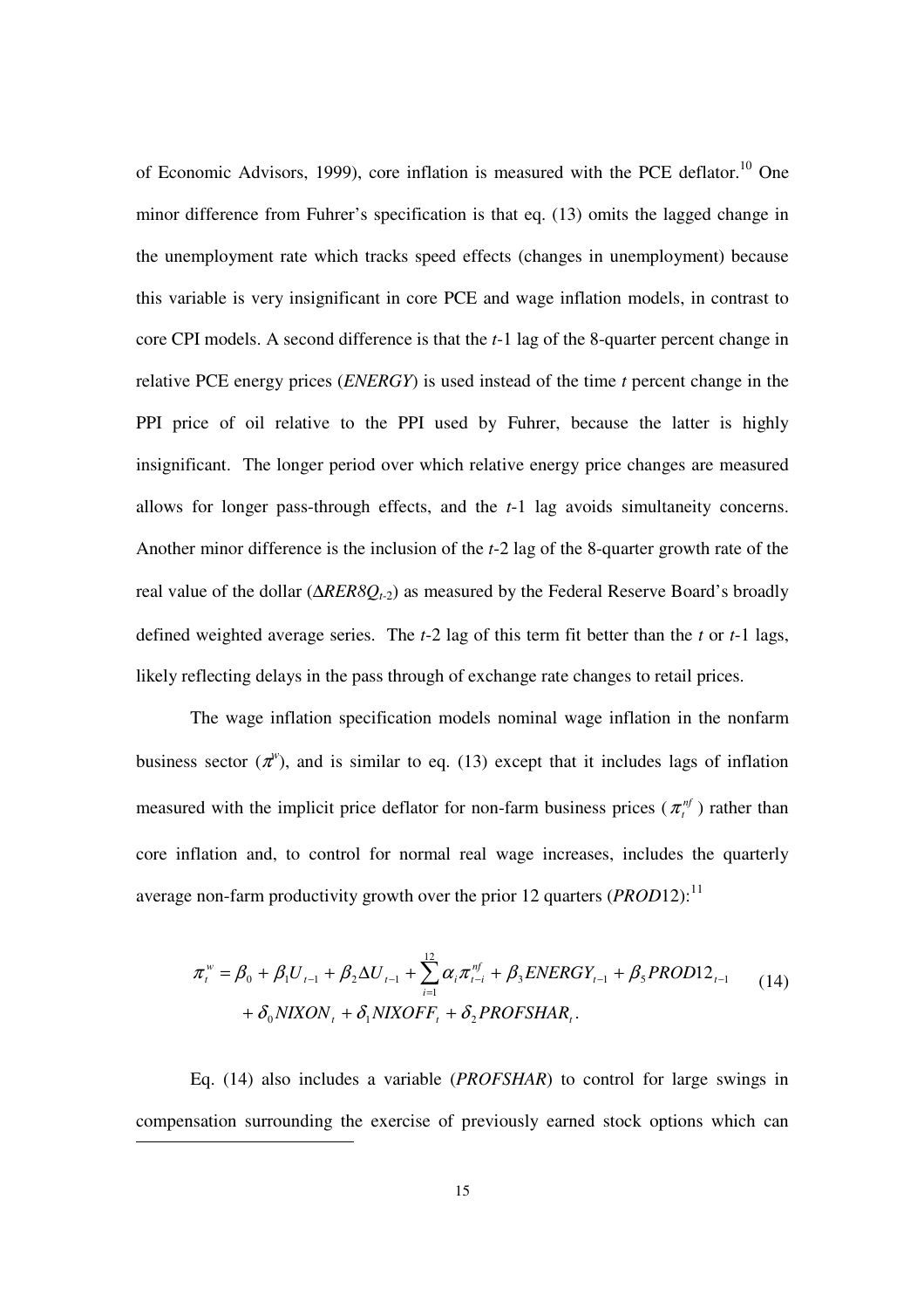of Economic Advisors, 1999), core inflation is measured with the PCE deflator.[10] One minor difference from Fuhrer's specification is that eq. (13) omits the lagged change in the unemployment rate which tracks speed effects (changes in unemployment) because this variable is very insignificant in core PCE and wage inflation models, in contrast to core CPI models. A second difference is that the *t*-1 lag of the 8-quarter percent change in relative PCE energy prices (*ENERGY*) is used instead of the time *t* percent change in the PPI price of oil relative to the PPI used by Fuhrer, because the latter is highly insignificant. The longer period over which relative energy price changes are measured allows for longer pass-through effects, and the *t*-1 lag avoids simultaneity concerns. Another minor difference is the inclusion of the *t*-2 lag of the 8-quarter growth rate of the real value of the dollar ($\Delta RER8Q_{t-2}$) as measured by the Federal Reserve Board's broadly defined weighted average series. The *t*-2 lag of this term fit better than the *t* or *t*-1 lags, likely reflecting delays in the pass through of exchange rate changes to retail prices.

The wage inflation specification models nominal wage inflation in the nonfarm business sector ($\pi^w$), and is similar to eq. (13) except that it includes lags of inflation measured with the implicit price deflator for non-farm business prices ($\pi_t^{nf}$) rather than core inflation and, to control for normal real wage increases, includes the quarterly average non-farm productivity growth over the prior 12 quarters (*PROD*12):[11]

$$\pi_t^w = \beta_0 + \beta_1 U_{t-1} + \beta_2 \Delta U_{t-1} + \sum_{i=1}^{12} \alpha_i \pi_{t-i}^{nf} + \beta_3 ENERGY_{t-1} + \beta_5 PROD12_{t-1} + \delta_0 NIXON_t + \delta_1 NIXOFF_t + \delta_2 PROFSHAR_t. \tag{14}$$

Eq. (14) also includes a variable (*PROFSHAR*) to control for large swings in compensation surrounding the exercise of previously earned stock options which can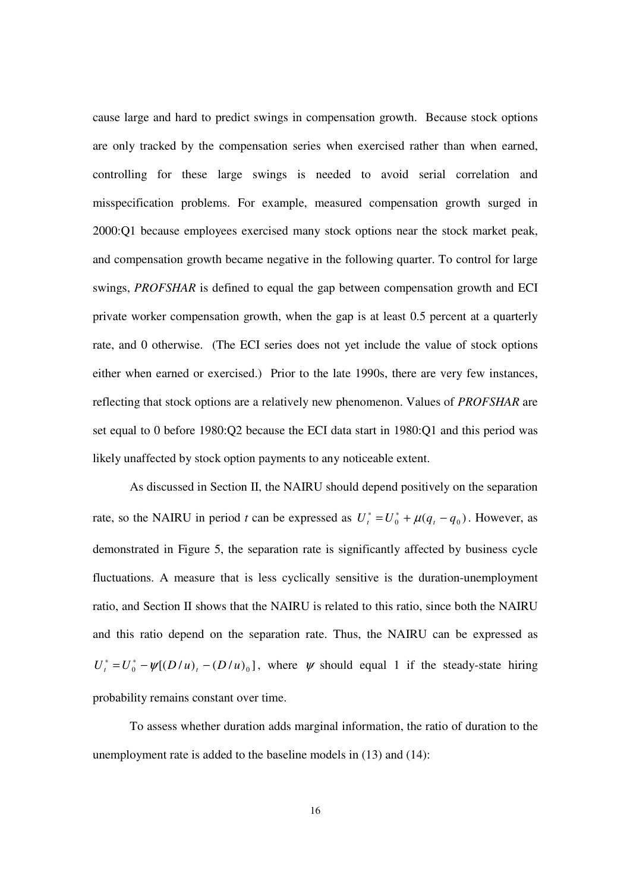cause large and hard to predict swings in compensation growth. Because stock options are only tracked by the compensation series when exercised rather than when earned, controlling for these large swings is needed to avoid serial correlation and misspecification problems. For example, measured compensation growth surged in 2000:Q1 because employees exercised many stock options near the stock market peak, and compensation growth became negative in the following quarter. To control for large swings, *PROFSHAR* is defined to equal the gap between compensation growth and ECI private worker compensation growth, when the gap is at least 0.5 percent at a quarterly rate, and 0 otherwise. (The ECI series does not yet include the value of stock options either when earned or exercised.) Prior to the late 1990s, there are very few instances, reflecting that stock options are a relatively new phenomenon. Values of *PROFSHAR* are set equal to 0 before 1980:Q2 because the ECI data start in 1980:Q1 and this period was likely unaffected by stock option payments to any noticeable extent.

As discussed in Section II, the NAIRU should depend positively on the separation rate, so the NAIRU in period *t* can be expressed as $U_t^* = U_0^* + \mu(q_t - q_0)$. However, as demonstrated in Figure 5, the separation rate is significantly affected by business cycle fluctuations. A measure that is less cyclically sensitive is the duration-unemployment ratio, and Section II shows that the NAIRU is related to this ratio, since both the NAIRU and this ratio depend on the separation rate. Thus, the NAIRU can be expressed as $U_t^* = U_0^* - \psi[(D/u)_t - (D/u)_0]$, where $\psi$ should equal 1 if the steady-state hiring probability remains constant over time.

To assess whether duration adds marginal information, the ratio of duration to the unemployment rate is added to the baseline models in (13) and (14):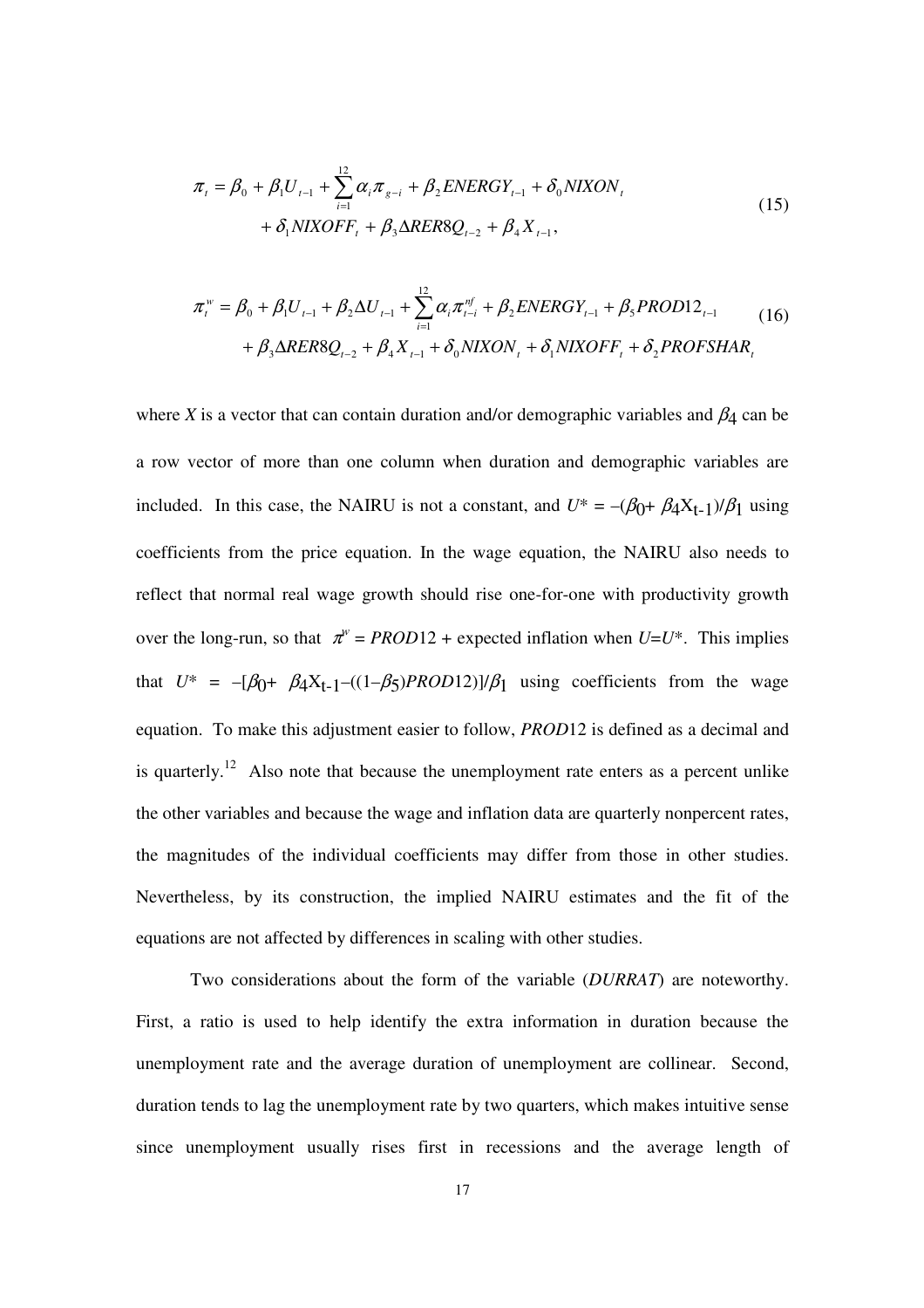$$\pi_t = \beta_0 + \beta_1 U_{t-1} + \sum_{i=1}^{12} \alpha_i \pi_{g-i} + \beta_2 ENERGY_{t-1} + \delta_0 NIXON_t + \delta_1 NIXOFF_t + \beta_3 \Delta RER8Q_{t-2} + \beta_4 X_{t-1}, \tag{15}$$

$$\pi_t^w = \beta_0 + \beta_1 U_{t-1} + \beta_2 \Delta U_{t-1} + \sum_{i=1}^{12} \alpha_i \pi_{t-i}^{nf} + \beta_2 ENERGY_{t-1} + \beta_5 PROD12_{t-1} + \beta_3 \Delta RER8Q_{t-2} + \beta_4 X_{t-1} + \delta_0 NIXON_t + \delta_1 NIXOFF_t + \delta_2 PROFSHAR_t \tag{16}$$

where *X* is a vector that can contain duration and/or demographic variables and $\beta_4$ can be a row vector of more than one column when duration and demographic variables are included. In this case, the NAIRU is not a constant, and $U^* = -(\beta_0 + \beta_4 X_{t-1})/\beta_1$ using coefficients from the price equation. In the wage equation, the NAIRU also needs to reflect that normal real wage growth should rise one-for-one with productivity growth over the long-run, so that $\pi^w = PROD12$ + expected inflation when $U$=$U^*$. This implies that $U^* = -[\beta_0 + \beta_4 X_{t-1} - ((1-\beta_5)PROD12)]/\beta_1$ using coefficients from the wage equation. To make this adjustment easier to follow, *PROD*12 is defined as a decimal and is quarterly.[12] Also note that because the unemployment rate enters as a percent unlike the other variables and because the wage and inflation data are quarterly nonpercent rates, the magnitudes of the individual coefficients may differ from those in other studies. Nevertheless, by its construction, the implied NAIRU estimates and the fit of the equations are not affected by differences in scaling with other studies.

Two considerations about the form of the variable (*DURRAT*) are noteworthy. First, a ratio is used to help identify the extra information in duration because the unemployment rate and the average duration of unemployment are collinear. Second, duration tends to lag the unemployment rate by two quarters, which makes intuitive sense since unemployment usually rises first in recessions and the average length of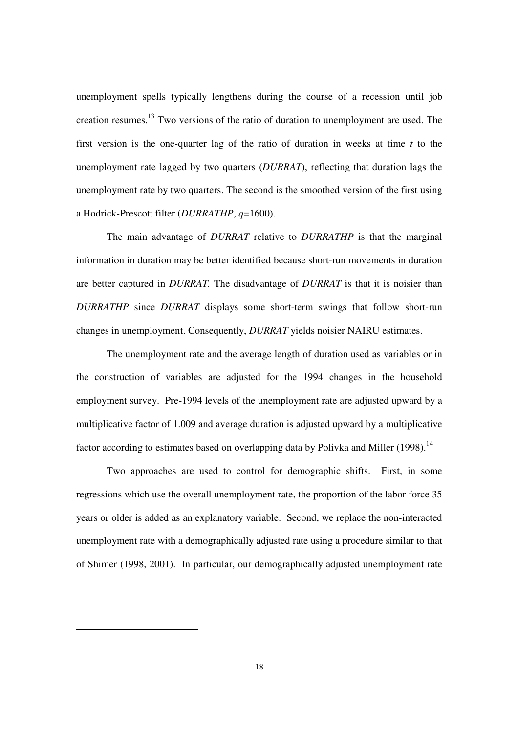unemployment spells typically lengthens during the course of a recession until job creation resumes.[13] Two versions of the ratio of duration to unemployment are used. The first version is the one-quarter lag of the ratio of duration in weeks at time $t$ to the unemployment rate lagged by two quarters (*DURRAT*), reflecting that duration lags the unemployment rate by two quarters. The second is the smoothed version of the first using a Hodrick-Prescott filter (*DURRATHP*, $q$=1600).

The main advantage of *DURRAT* relative to *DURRATHP* is that the marginal information in duration may be better identified because short-run movements in duration are better captured in *DURRAT.* The disadvantage of *DURRAT* is that it is noisier than *DURRATHP* since *DURRAT* displays some short-term swings that follow short-run changes in unemployment. Consequently, *DURRAT* yields noisier NAIRU estimates.

The unemployment rate and the average length of duration used as variables or in the construction of variables are adjusted for the 1994 changes in the household employment survey. Pre-1994 levels of the unemployment rate are adjusted upward by a multiplicative factor of 1.009 and average duration is adjusted upward by a multiplicative factor according to estimates based on overlapping data by Polivka and Miller (1998).[14]

Two approaches are used to control for demographic shifts. First, in some regressions which use the overall unemployment rate, the proportion of the labor force 35 years or older is added as an explanatory variable. Second, we replace the non-interacted unemployment rate with a demographically adjusted rate using a procedure similar to that of Shimer (1998, 2001). In particular, our demographically adjusted unemployment rate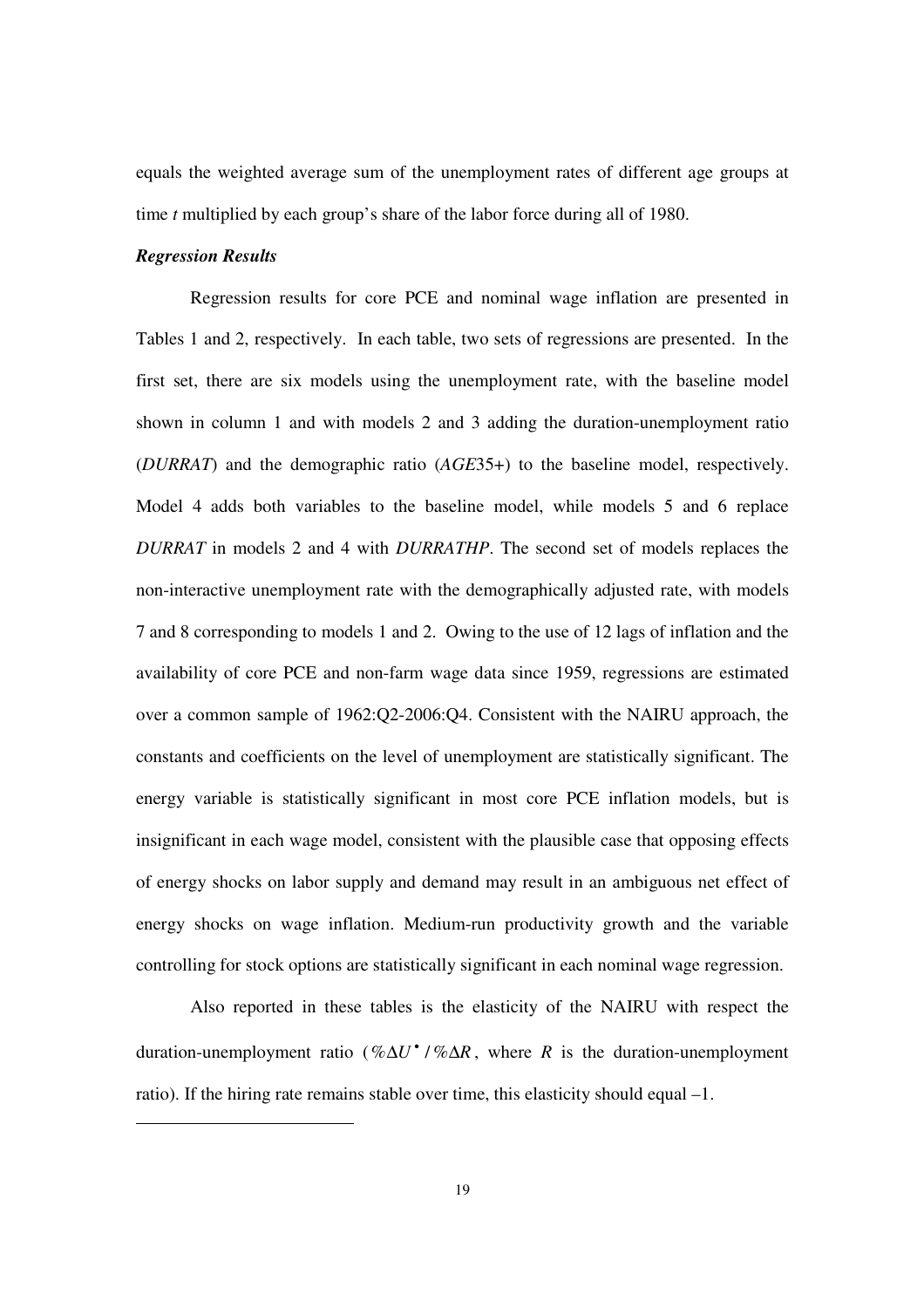equals the weighted average sum of the unemployment rates of different age groups at time *t* multiplied by each group's share of the labor force during all of 1980.

### *Regression Results*

Regression results for core PCE and nominal wage inflation are presented in Tables 1 and 2, respectively. In each table, two sets of regressions are presented. In the first set, there are six models using the unemployment rate, with the baseline model shown in column 1 and with models 2 and 3 adding the duration-unemployment ratio (*DURRAT*) and the demographic ratio (*AGE*35+) to the baseline model, respectively. Model 4 adds both variables to the baseline model, while models 5 and 6 replace *DURRAT* in models 2 and 4 with *DURRATHP*. The second set of models replaces the non-interactive unemployment rate with the demographically adjusted rate, with models 7 and 8 corresponding to models 1 and 2. Owing to the use of 12 lags of inflation and the availability of core PCE and non-farm wage data since 1959, regressions are estimated over a common sample of 1962:Q2-2006:Q4. Consistent with the NAIRU approach, the constants and coefficients on the level of unemployment are statistically significant. The energy variable is statistically significant in most core PCE inflation models, but is insignificant in each wage model, consistent with the plausible case that opposing effects of energy shocks on labor supply and demand may result in an ambiguous net effect of energy shocks on wage inflation. Medium-run productivity growth and the variable controlling for stock options are statistically significant in each nominal wage regression.

Also reported in these tables is the elasticity of the NAIRU with respect the duration-unemployment ratio ($\%\Delta U^{\bullet} / \%\Delta R$, where $R$ is the duration-unemployment ratio). If the hiring rate remains stable over time, this elasticity should equal –1.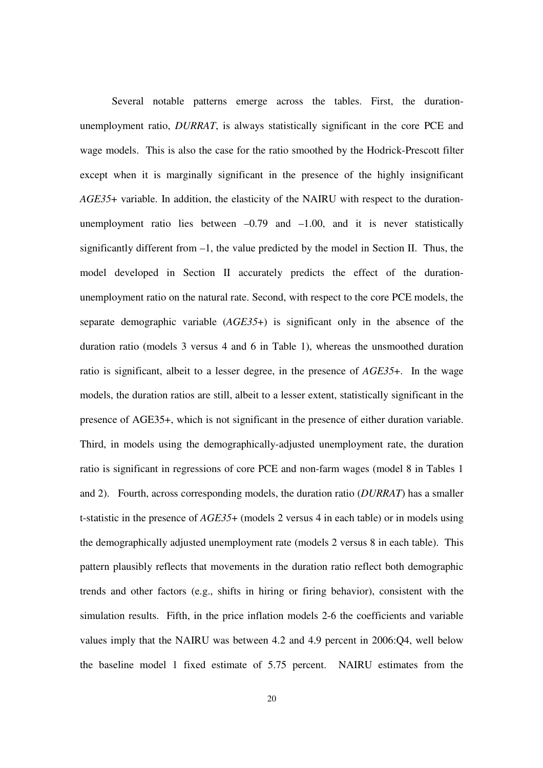Several notable patterns emerge across the tables. First, the duration-unemployment ratio, *DURRAT*, is always statistically significant in the core PCE and wage models. This is also the case for the ratio smoothed by the Hodrick-Prescott filter except when it is marginally significant in the presence of the highly insignificant *AGE35+* variable. In addition, the elasticity of the NAIRU with respect to the duration-unemployment ratio lies between –0.79 and –1.00, and it is never statistically significantly different from –1, the value predicted by the model in Section II. Thus, the model developed in Section II accurately predicts the effect of the duration-unemployment ratio on the natural rate. Second, with respect to the core PCE models, the separate demographic variable (*AGE35+*) is significant only in the absence of the duration ratio (models 3 versus 4 and 6 in Table 1), whereas the unsmoothed duration ratio is significant, albeit to a lesser degree, in the presence of *AGE35+*. In the wage models, the duration ratios are still, albeit to a lesser extent, statistically significant in the presence of AGE35+, which is not significant in the presence of either duration variable. Third, in models using the demographically-adjusted unemployment rate, the duration ratio is significant in regressions of core PCE and non-farm wages (model 8 in Tables 1 and 2). Fourth, across corresponding models, the duration ratio (*DURRAT*) has a smaller t-statistic in the presence of *AGE35+* (models 2 versus 4 in each table) or in models using the demographically adjusted unemployment rate (models 2 versus 8 in each table). This pattern plausibly reflects that movements in the duration ratio reflect both demographic trends and other factors (e.g., shifts in hiring or firing behavior), consistent with the simulation results. Fifth, in the price inflation models 2-6 the coefficients and variable values imply that the NAIRU was between 4.2 and 4.9 percent in 2006:Q4, well below the baseline model 1 fixed estimate of 5.75 percent. NAIRU estimates from the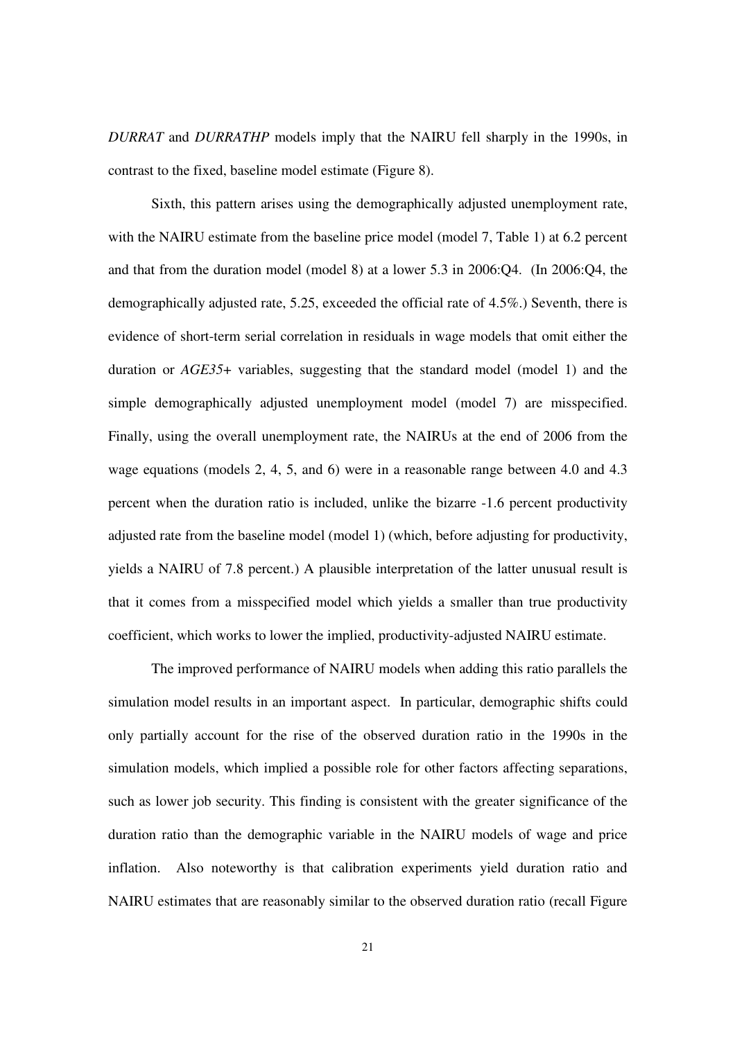*DURRAT* and *DURRATHP* models imply that the NAIRU fell sharply in the 1990s, in contrast to the fixed, baseline model estimate (Figure 8).

Sixth, this pattern arises using the demographically adjusted unemployment rate, with the NAIRU estimate from the baseline price model (model 7, Table 1) at 6.2 percent and that from the duration model (model 8) at a lower 5.3 in 2006:Q4. (In 2006:Q4, the demographically adjusted rate, 5.25, exceeded the official rate of 4.5%.) Seventh, there is evidence of short-term serial correlation in residuals in wage models that omit either the duration or *AGE35+* variables, suggesting that the standard model (model 1) and the simple demographically adjusted unemployment model (model 7) are misspecified. Finally, using the overall unemployment rate, the NAIRUs at the end of 2006 from the wage equations (models 2, 4, 5, and 6) were in a reasonable range between 4.0 and 4.3 percent when the duration ratio is included, unlike the bizarre -1.6 percent productivity adjusted rate from the baseline model (model 1) (which, before adjusting for productivity, yields a NAIRU of 7.8 percent.) A plausible interpretation of the latter unusual result is that it comes from a misspecified model which yields a smaller than true productivity coefficient, which works to lower the implied, productivity-adjusted NAIRU estimate.

The improved performance of NAIRU models when adding this ratio parallels the simulation model results in an important aspect. In particular, demographic shifts could only partially account for the rise of the observed duration ratio in the 1990s in the simulation models, which implied a possible role for other factors affecting separations, such as lower job security. This finding is consistent with the greater significance of the duration ratio than the demographic variable in the NAIRU models of wage and price inflation. Also noteworthy is that calibration experiments yield duration ratio and NAIRU estimates that are reasonably similar to the observed duration ratio (recall Figure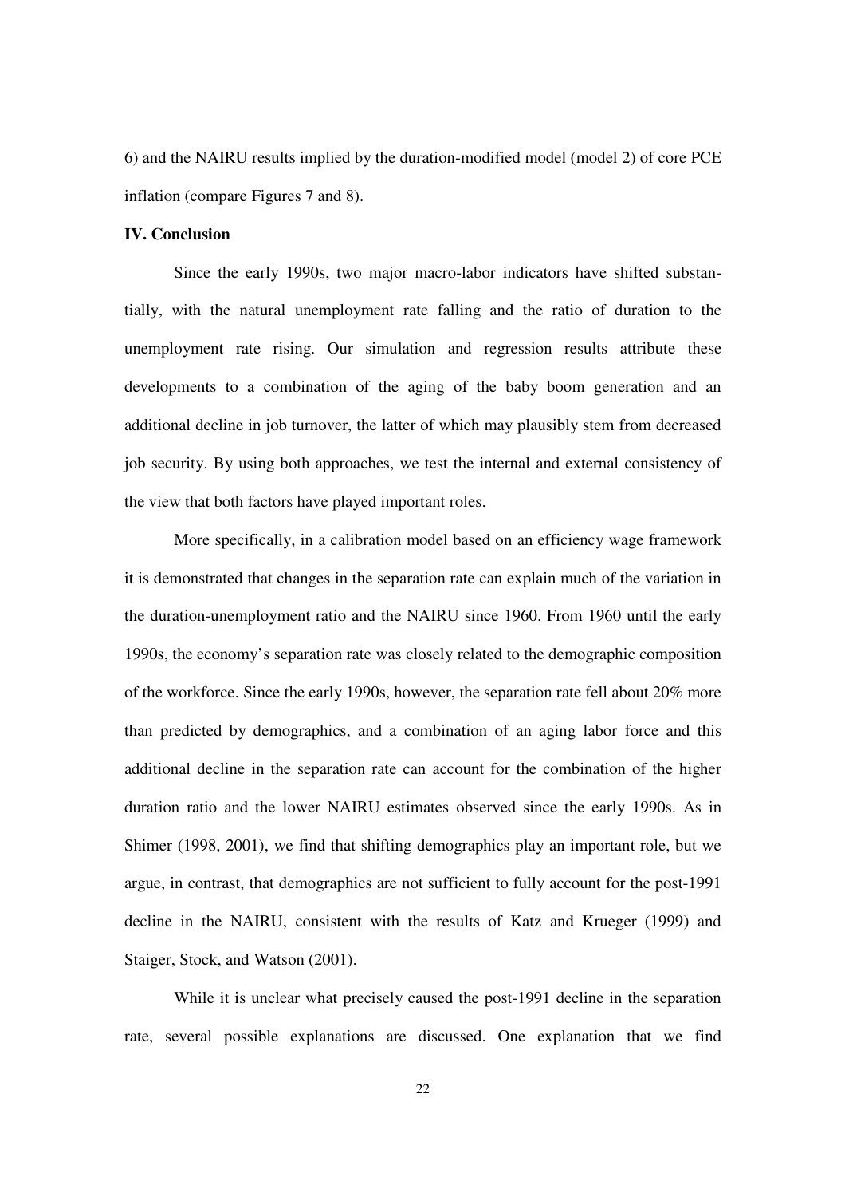6) and the NAIRU results implied by the duration-modified model (model 2) of core PCE inflation (compare Figures 7 and 8).

## IV. Conclusion

Since the early 1990s, two major macro-labor indicators have shifted substantially, with the natural unemployment rate falling and the ratio of duration to the unemployment rate rising. Our simulation and regression results attribute these developments to a combination of the aging of the baby boom generation and an additional decline in job turnover, the latter of which may plausibly stem from decreased job security. By using both approaches, we test the internal and external consistency of the view that both factors have played important roles.

More specifically, in a calibration model based on an efficiency wage framework it is demonstrated that changes in the separation rate can explain much of the variation in the duration-unemployment ratio and the NAIRU since 1960. From 1960 until the early 1990s, the economy's separation rate was closely related to the demographic composition of the workforce. Since the early 1990s, however, the separation rate fell about 20% more than predicted by demographics, and a combination of an aging labor force and this additional decline in the separation rate can account for the combination of the higher duration ratio and the lower NAIRU estimates observed since the early 1990s. As in Shimer (1998, 2001), we find that shifting demographics play an important role, but we argue, in contrast, that demographics are not sufficient to fully account for the post-1991 decline in the NAIRU, consistent with the results of Katz and Krueger (1999) and Staiger, Stock, and Watson (2001).

While it is unclear what precisely caused the post-1991 decline in the separation rate, several possible explanations are discussed. One explanation that we find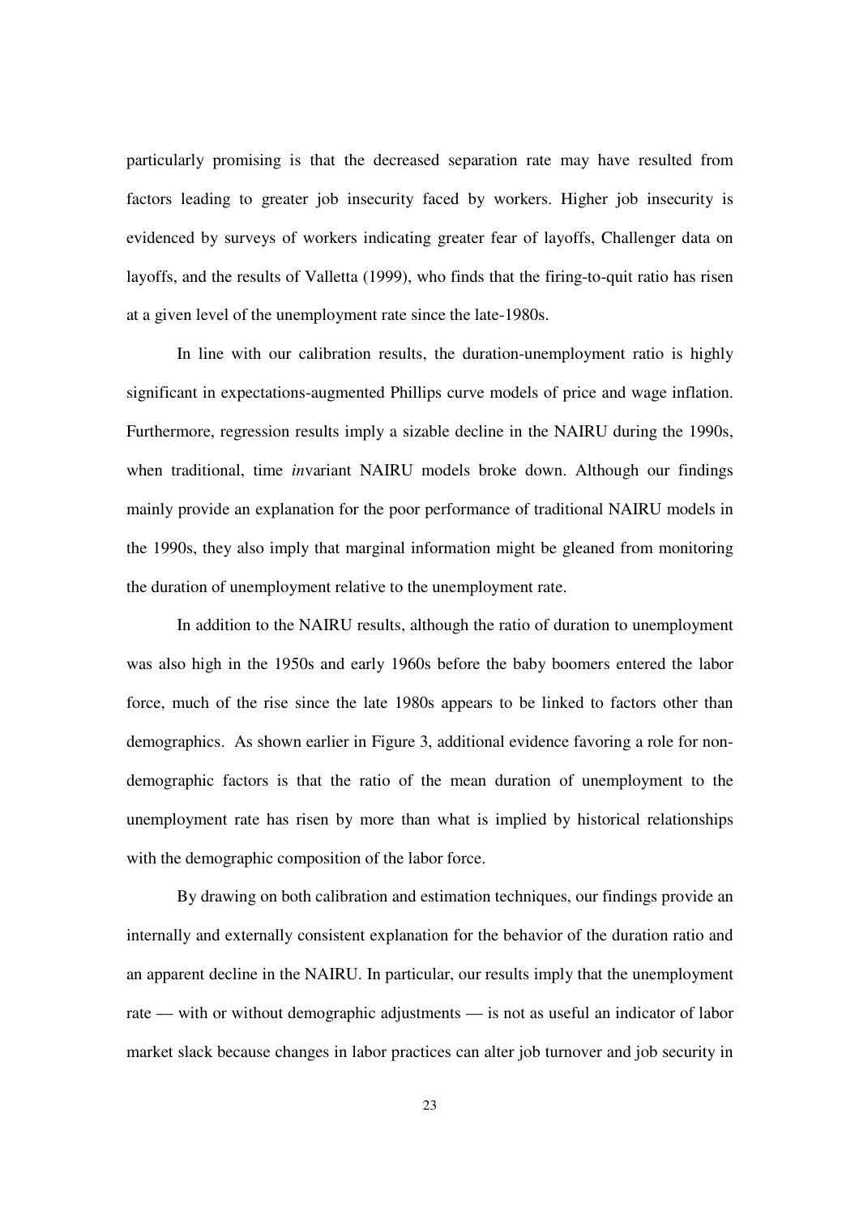particularly promising is that the decreased separation rate may have resulted from factors leading to greater job insecurity faced by workers. Higher job insecurity is evidenced by surveys of workers indicating greater fear of layoffs, Challenger data on layoffs, and the results of Valletta (1999), who finds that the firing-to-quit ratio has risen at a given level of the unemployment rate since the late-1980s.

In line with our calibration results, the duration-unemployment ratio is highly significant in expectations-augmented Phillips curve models of price and wage inflation. Furthermore, regression results imply a sizable decline in the NAIRU during the 1990s, when traditional, time *in*variant NAIRU models broke down. Although our findings mainly provide an explanation for the poor performance of traditional NAIRU models in the 1990s, they also imply that marginal information might be gleaned from monitoring the duration of unemployment relative to the unemployment rate.

In addition to the NAIRU results, although the ratio of duration to unemployment was also high in the 1950s and early 1960s before the baby boomers entered the labor force, much of the rise since the late 1980s appears to be linked to factors other than demographics. As shown earlier in Figure 3, additional evidence favoring a role for non-demographic factors is that the ratio of the mean duration of unemployment to the unemployment rate has risen by more than what is implied by historical relationships with the demographic composition of the labor force.

By drawing on both calibration and estimation techniques, our findings provide an internally and externally consistent explanation for the behavior of the duration ratio and an apparent decline in the NAIRU. In particular, our results imply that the unemployment rate — with or without demographic adjustments — is not as useful an indicator of labor market slack because changes in labor practices can alter job turnover and job security in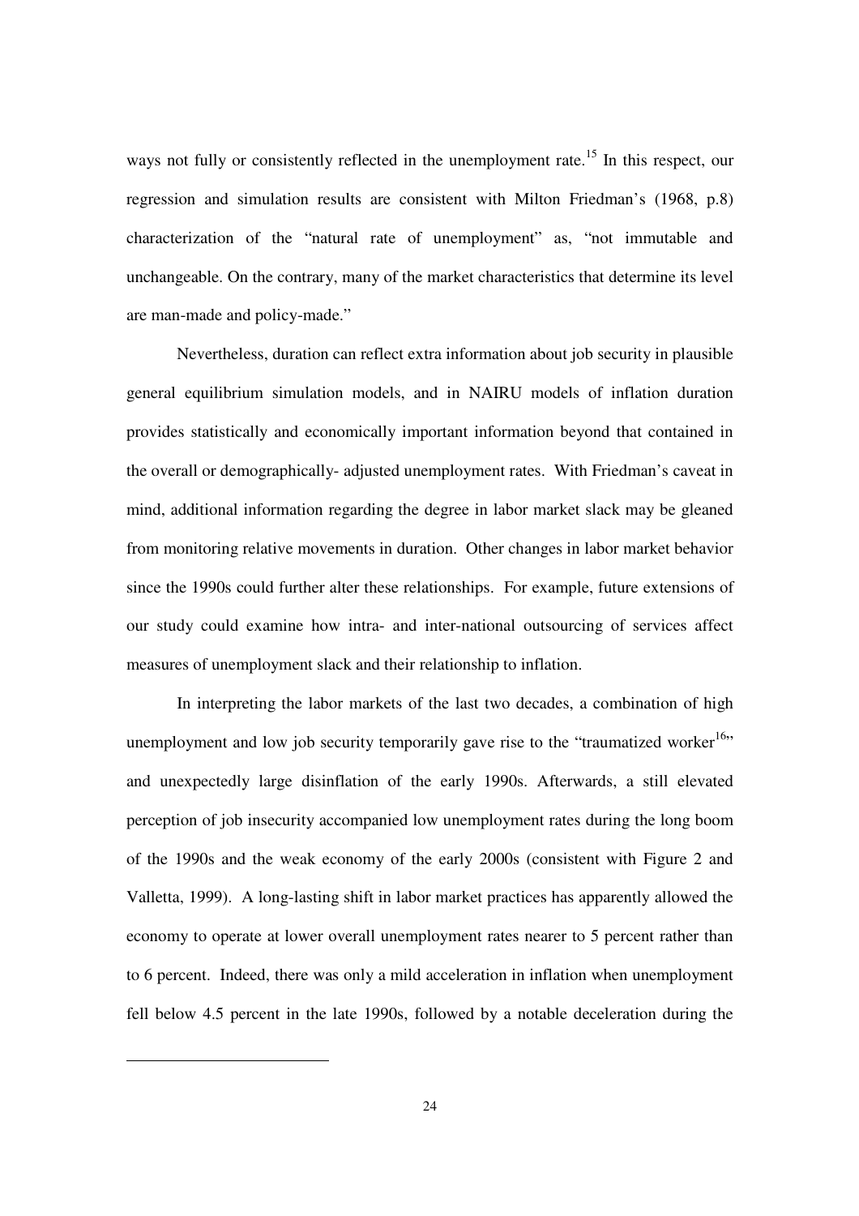ways not fully or consistently reflected in the unemployment rate.[15] In this respect, our regression and simulation results are consistent with Milton Friedman's (1968, p.8) characterization of the "natural rate of unemployment" as, "not immutable and unchangeable. On the contrary, many of the market characteristics that determine its level are man-made and policy-made."

Nevertheless, duration can reflect extra information about job security in plausible general equilibrium simulation models, and in NAIRU models of inflation duration provides statistically and economically important information beyond that contained in the overall or demographically- adjusted unemployment rates. With Friedman's caveat in mind, additional information regarding the degree in labor market slack may be gleaned from monitoring relative movements in duration. Other changes in labor market behavior since the 1990s could further alter these relationships. For example, future extensions of our study could examine how intra- and inter-national outsourcing of services affect measures of unemployment slack and their relationship to inflation.

In interpreting the labor markets of the last two decades, a combination of high unemployment and low job security temporarily gave rise to the "traumatized worker[16]" and unexpectedly large disinflation of the early 1990s. Afterwards, a still elevated perception of job insecurity accompanied low unemployment rates during the long boom of the 1990s and the weak economy of the early 2000s (consistent with Figure 2 and Valletta, 1999). A long-lasting shift in labor market practices has apparently allowed the economy to operate at lower overall unemployment rates nearer to 5 percent rather than to 6 percent. Indeed, there was only a mild acceleration in inflation when unemployment fell below 4.5 percent in the late 1990s, followed by a notable deceleration during the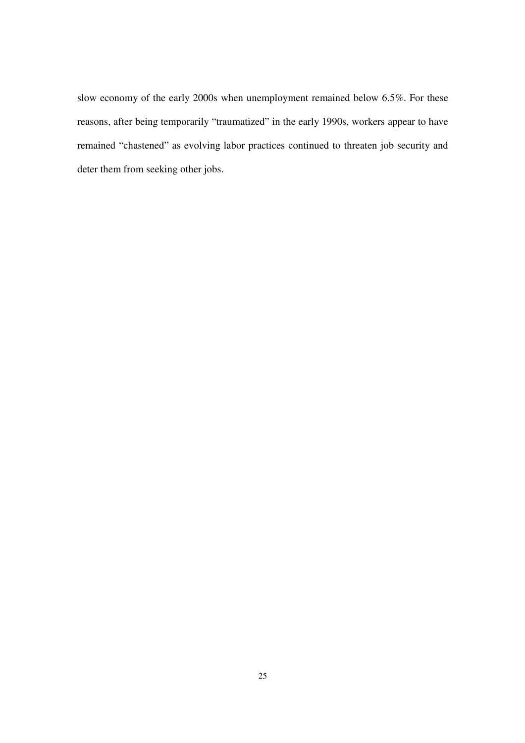slow economy of the early 2000s when unemployment remained below 6.5%. For these reasons, after being temporarily "traumatized" in the early 1990s, workers appear to have remained "chastened" as evolving labor practices continued to threaten job security and deter them from seeking other jobs.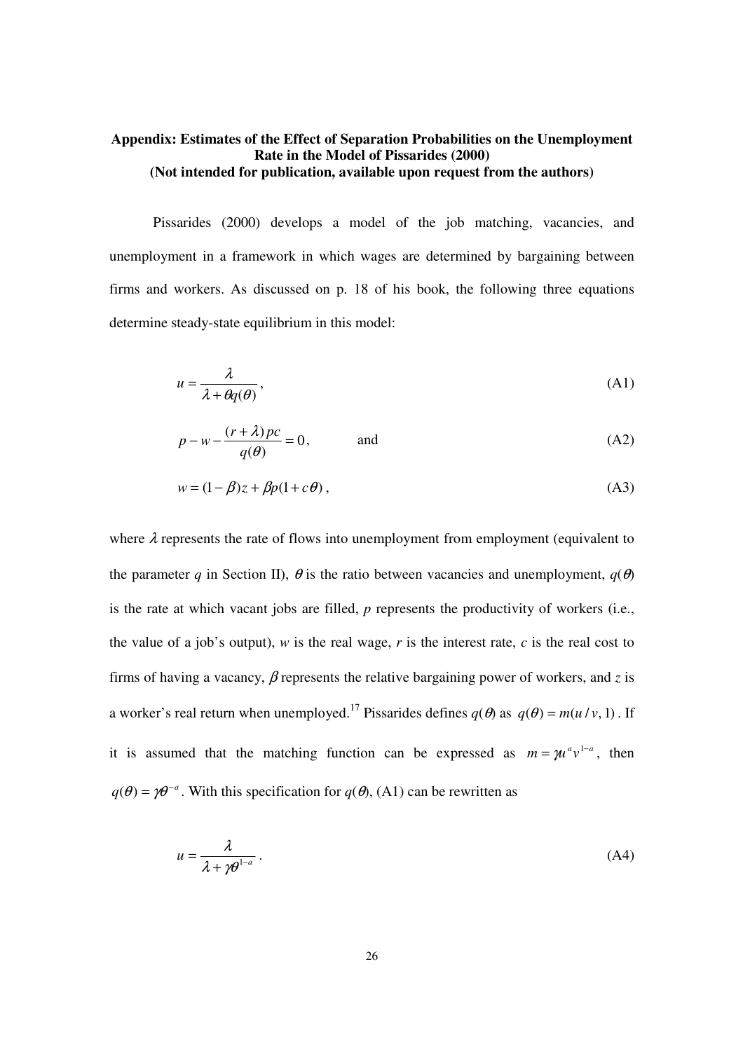**Appendix: Estimates of the Effect of Separation Probabilities on the Unemployment Rate in the Model of Pissarides (2000)**
**(Not intended for publication, available upon request from the authors)**

Pissarides (2000) develops a model of the job matching, vacancies, and unemployment in a framework in which wages are determined by bargaining between firms and workers. As discussed on p. 18 of his book, the following three equations determine steady-state equilibrium in this model:

$$u = \frac{\lambda}{\lambda + \theta q(\theta)}, \tag{A1}$$

$$p - w - \frac{(r+\lambda)pc}{q(\theta)} = 0, \qquad \text{and} \tag{A2}$$

$$w = (1-\beta)z + \beta p(1 + c\theta), \tag{A3}$$

where $\lambda$ represents the rate of flows into unemployment from employment (equivalent to the parameter $q$ in Section II), $\theta$ is the ratio between vacancies and unemployment, $q(\theta)$ is the rate at which vacant jobs are filled, $p$ represents the productivity of workers (i.e., the value of a job's output), $w$ is the real wage, $r$ is the interest rate, $c$ is the real cost to firms of having a vacancy, $\beta$ represents the relative bargaining power of workers, and $z$ is a worker's real return when unemployed.[17] Pissarides defines $q(\theta)$ as $q(\theta) = m(u/v, 1)$. If it is assumed that the matching function can be expressed as $m = \gamma u^a v^{1-a}$, then $q(\theta) = \gamma\theta^{-a}$. With this specification for $q(\theta)$, (A1) can be rewritten as

$$u = \frac{\lambda}{\lambda + \gamma\theta^{1-a}}. \tag{A4}$$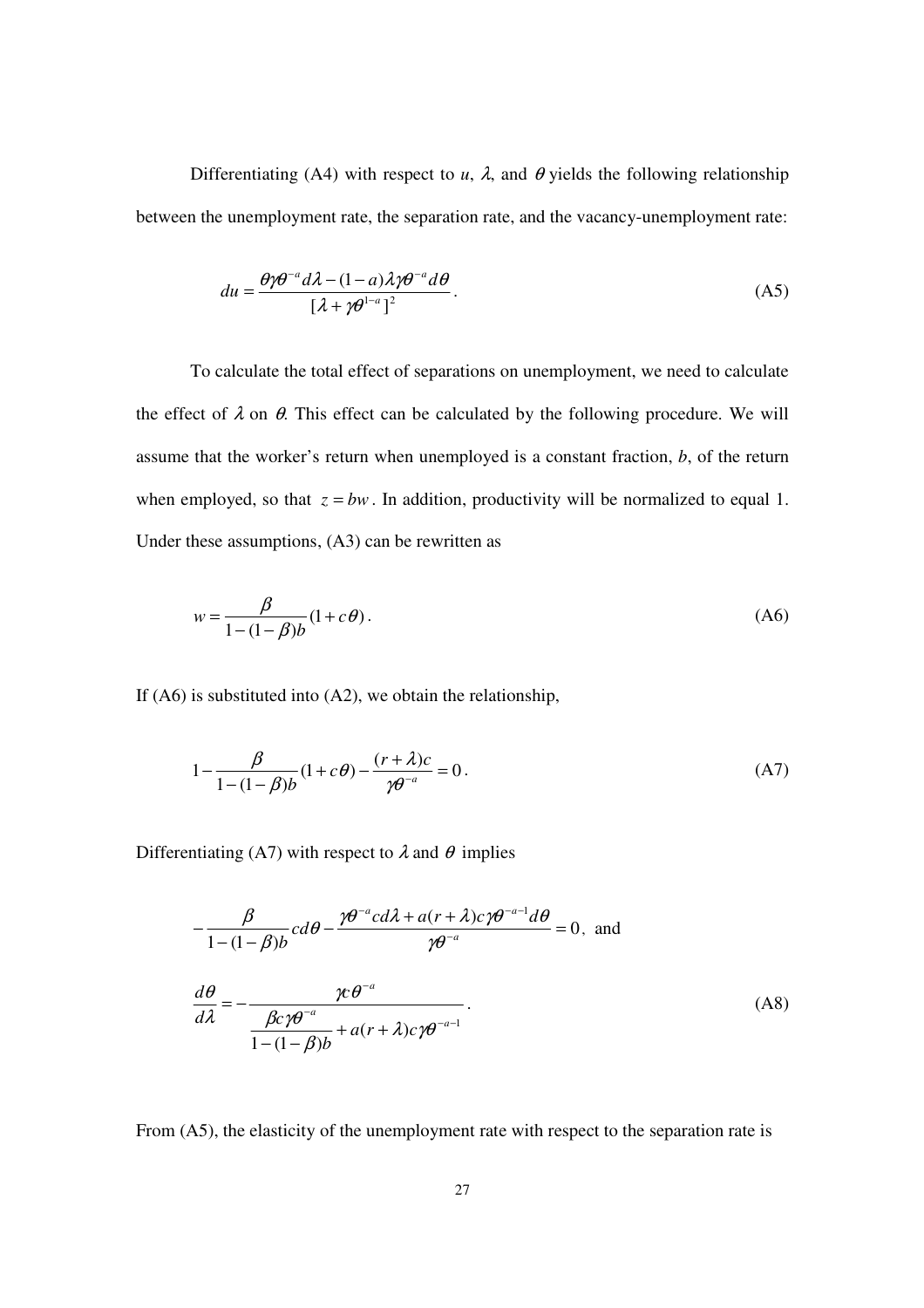Differentiating (A4) with respect to $u$, $\lambda$, and $\theta$ yields the following relationship between the unemployment rate, the separation rate, and the vacancy-unemployment rate:

$$du = \frac{\theta\gamma\theta^{-a}d\lambda - (1-a)\lambda\gamma\theta^{-a}d\theta}{[\lambda + \gamma\theta^{1-a}]^2}. \tag{A5}$$

To calculate the total effect of separations on unemployment, we need to calculate the effect of $\lambda$ on $\theta$. This effect can be calculated by the following procedure. We will assume that the worker's return when unemployed is a constant fraction, $b$, of the return when employed, so that $z = bw$. In addition, productivity will be normalized to equal 1. Under these assumptions, (A3) can be rewritten as

$$w = \frac{\beta}{1-(1-\beta)b}(1 + c\theta). \tag{A6}$$

If (A6) is substituted into (A2), we obtain the relationship,

$$1 - \frac{\beta}{1-(1-\beta)b}(1 + c\theta) - \frac{(r+\lambda)c}{\gamma\theta^{-a}} = 0. \tag{A7}$$

Differentiating (A7) with respect to $\lambda$ and $\theta$ implies

$$-\frac{\beta}{1-(1-\beta)b}cd\theta - \frac{\gamma\theta^{-a}cd\lambda + a(r+\lambda)c\gamma\theta^{-a-1}d\theta}{\gamma\theta^{-a}} = 0, \text{ and}$$

$$\frac{d\theta}{d\lambda} = -\frac{\gamma c\theta^{-a}}{\dfrac{\beta c\gamma\theta^{-a}}{1-(1-\beta)b} + a(r+\lambda)c\gamma\theta^{-a-1}}. \tag{A8}$$

From (A5), the elasticity of the unemployment rate with respect to the separation rate is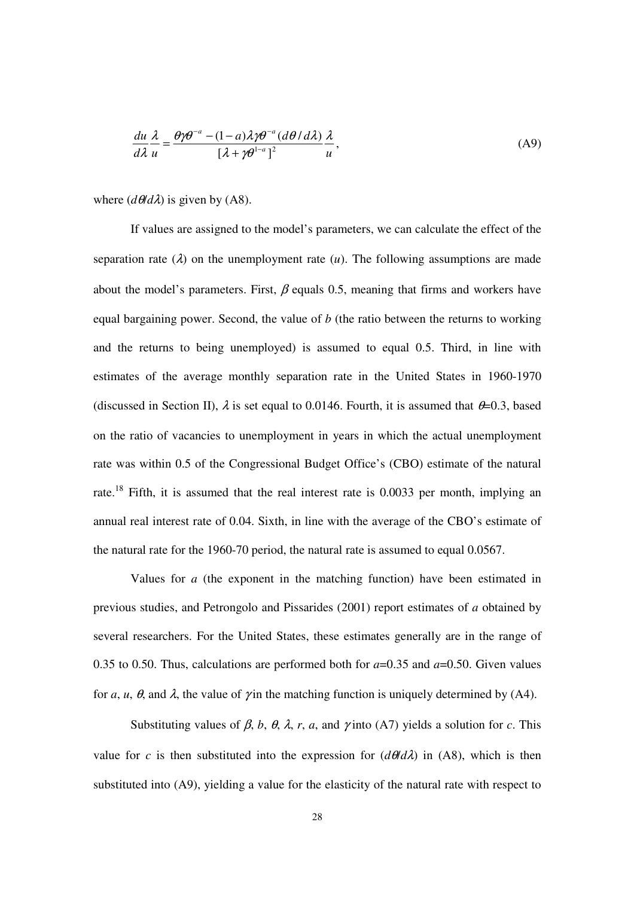$$\frac{du}{d\lambda}\frac{\lambda}{u} = \frac{\theta\gamma\theta^{-a} - (1-a)\lambda\gamma\theta^{-a}(d\theta / d\lambda)}{[\lambda + \gamma\theta^{1-a}]^2}\frac{\lambda}{u}, \tag{A9}$$

where $(d\theta/d\lambda)$ is given by (A8).

If values are assigned to the model's parameters, we can calculate the effect of the separation rate ($\lambda$) on the unemployment rate ($u$). The following assumptions are made about the model's parameters. First, $\beta$ equals 0.5, meaning that firms and workers have equal bargaining power. Second, the value of $b$ (the ratio between the returns to working and the returns to being unemployed) is assumed to equal 0.5. Third, in line with estimates of the average monthly separation rate in the United States in 1960-1970 (discussed in Section II), $\lambda$ is set equal to 0.0146. Fourth, it is assumed that $\theta$=0.3, based on the ratio of vacancies to unemployment in years in which the actual unemployment rate was within 0.5 of the Congressional Budget Office's (CBO) estimate of the natural rate.[18] Fifth, it is assumed that the real interest rate is 0.0033 per month, implying an annual real interest rate of 0.04. Sixth, in line with the average of the CBO's estimate of the natural rate for the 1960-70 period, the natural rate is assumed to equal 0.0567.

Values for $a$ (the exponent in the matching function) have been estimated in previous studies, and Petrongolo and Pissarides (2001) report estimates of $a$ obtained by several researchers. For the United States, these estimates generally are in the range of 0.35 to 0.50. Thus, calculations are performed both for $a$=0.35 and $a$=0.50. Given values for $a$, $u$, $\theta$, and $\lambda$, the value of $\gamma$ in the matching function is uniquely determined by (A4).

Substituting values of $\beta$, $b$, $\theta$, $\lambda$, $r$, $a$, and $\gamma$ into (A7) yields a solution for $c$. This value for $c$ is then substituted into the expression for $(d\theta/d\lambda)$ in (A8), which is then substituted into (A9), yielding a value for the elasticity of the natural rate with respect to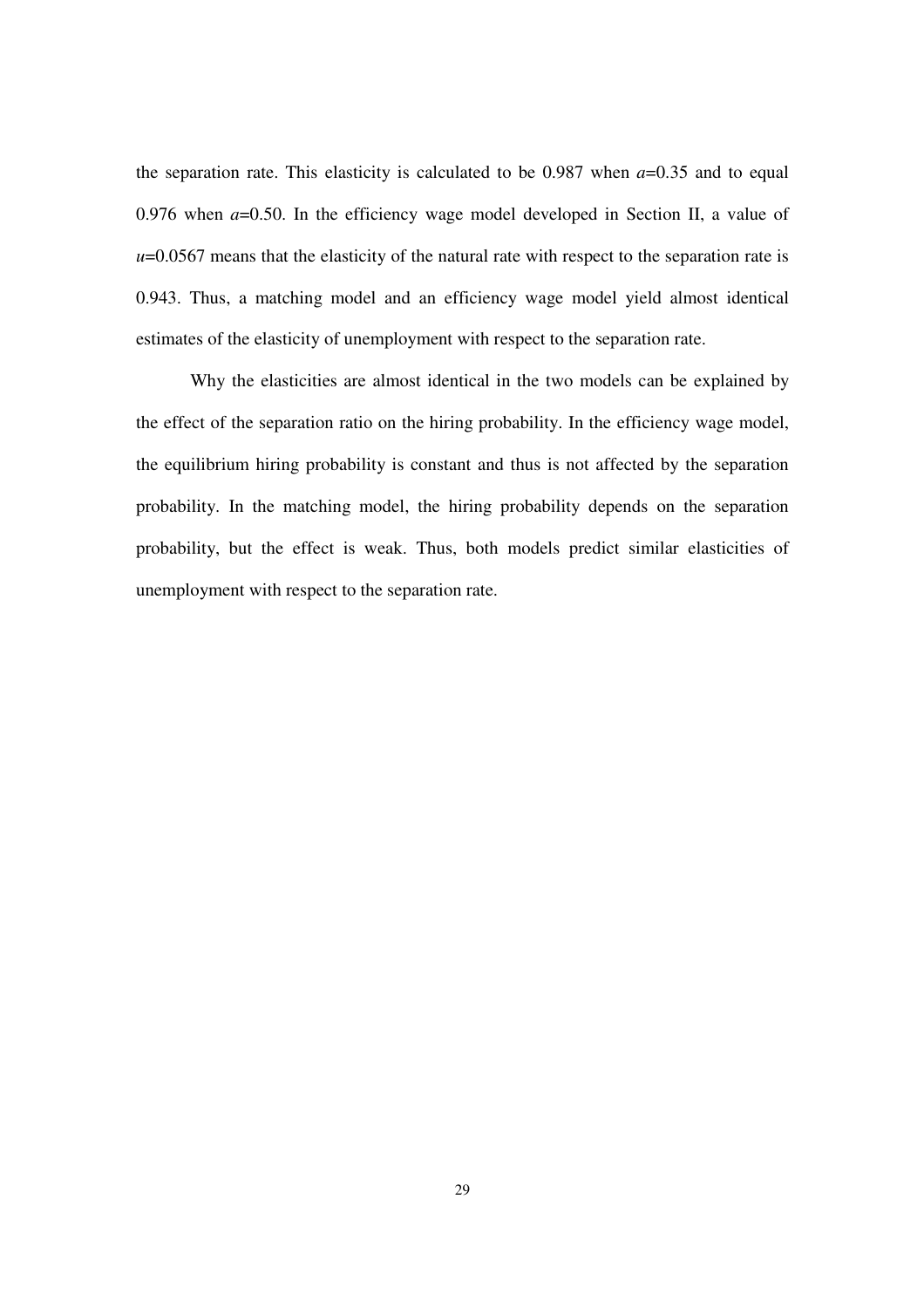the separation rate. This elasticity is calculated to be 0.987 when $a$=0.35 and to equal 0.976 when $a$=0.50. In the efficiency wage model developed in Section II, a value of $u$=0.0567 means that the elasticity of the natural rate with respect to the separation rate is 0.943. Thus, a matching model and an efficiency wage model yield almost identical estimates of the elasticity of unemployment with respect to the separation rate.

Why the elasticities are almost identical in the two models can be explained by the effect of the separation ratio on the hiring probability. In the efficiency wage model, the equilibrium hiring probability is constant and thus is not affected by the separation probability. In the matching model, the hiring probability depends on the separation probability, but the effect is weak. Thus, both models predict similar elasticities of unemployment with respect to the separation rate.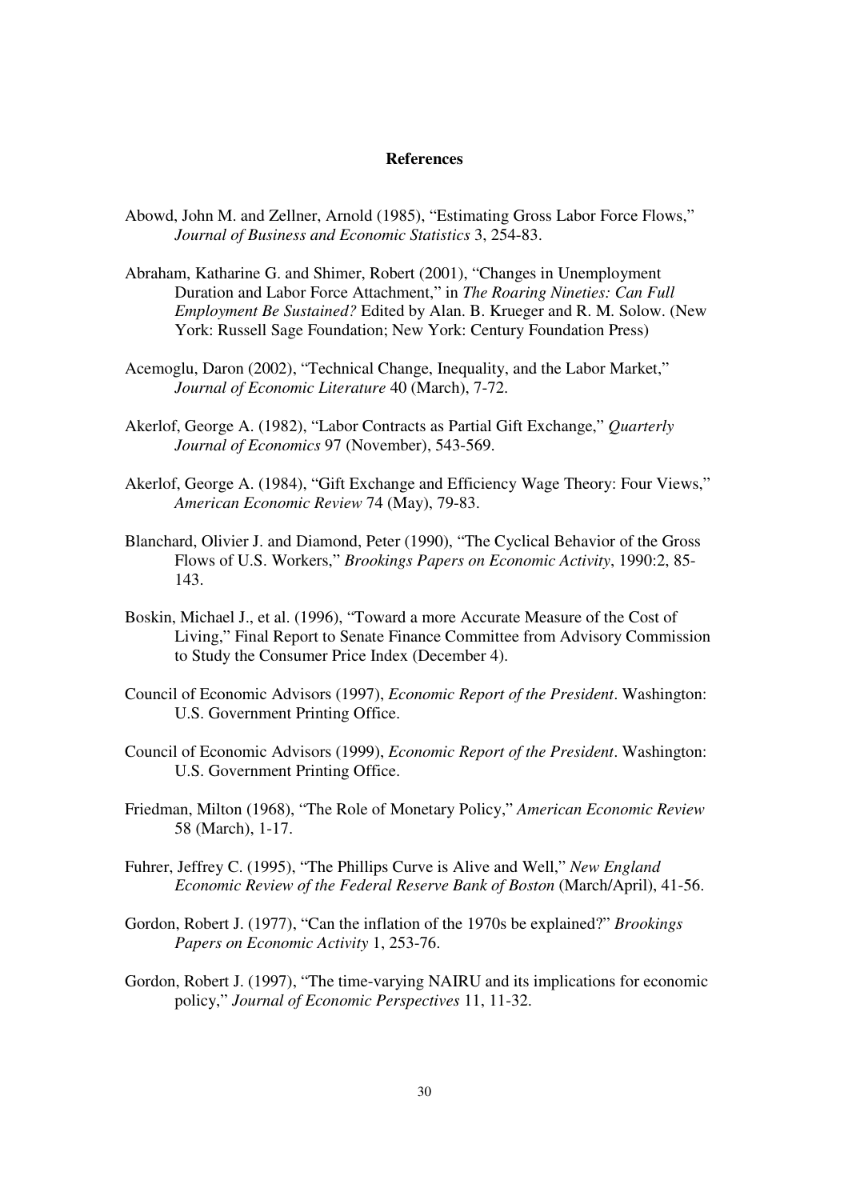## References

Abowd, John M. and Zellner, Arnold (1985), "Estimating Gross Labor Force Flows," *Journal of Business and Economic Statistics* 3, 254-83.

Abraham, Katharine G. and Shimer, Robert (2001), "Changes in Unemployment Duration and Labor Force Attachment," in *The Roaring Nineties: Can Full Employment Be Sustained?* Edited by Alan. B. Krueger and R. M. Solow. (New York: Russell Sage Foundation; New York: Century Foundation Press)

Acemoglu, Daron (2002), "Technical Change, Inequality, and the Labor Market," *Journal of Economic Literature* 40 (March), 7-72.

Akerlof, George A. (1982), "Labor Contracts as Partial Gift Exchange," *Quarterly Journal of Economics* 97 (November), 543-569.

Akerlof, George A. (1984), "Gift Exchange and Efficiency Wage Theory: Four Views," *American Economic Review* 74 (May), 79-83.

Blanchard, Olivier J. and Diamond, Peter (1990), "The Cyclical Behavior of the Gross Flows of U.S. Workers," *Brookings Papers on Economic Activity*, 1990:2, 85-143.

Boskin, Michael J., et al. (1996), "Toward a more Accurate Measure of the Cost of Living," Final Report to Senate Finance Committee from Advisory Commission to Study the Consumer Price Index (December 4).

Council of Economic Advisors (1997), *Economic Report of the President*. Washington: U.S. Government Printing Office.

Council of Economic Advisors (1999), *Economic Report of the President*. Washington: U.S. Government Printing Office.

Friedman, Milton (1968), "The Role of Monetary Policy," *American Economic Review* 58 (March), 1-17.

Fuhrer, Jeffrey C. (1995), "The Phillips Curve is Alive and Well," *New England Economic Review of the Federal Reserve Bank of Boston* (March/April), 41-56.

Gordon, Robert J. (1977), "Can the inflation of the 1970s be explained?" *Brookings Papers on Economic Activity* 1, 253-76.

Gordon, Robert J. (1997), "The time-varying NAIRU and its implications for economic policy," *Journal of Economic Perspectives* 11, 11-32.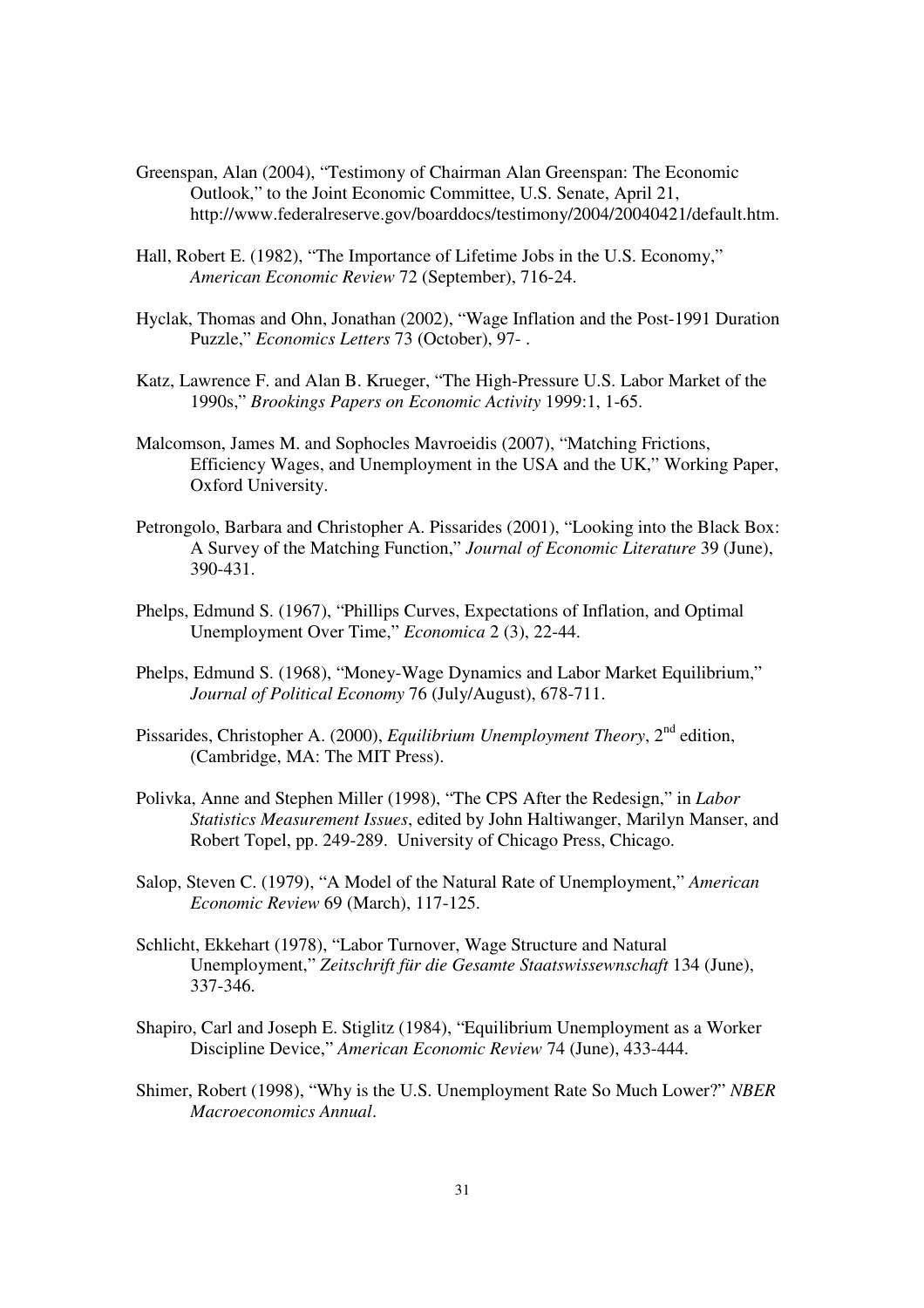Greenspan, Alan (2004), "Testimony of Chairman Alan Greenspan: The Economic Outlook," to the Joint Economic Committee, U.S. Senate, April 21, http://www.federalreserve.gov/boarddocs/testimony/2004/20040421/default.htm.

Hall, Robert E. (1982), "The Importance of Lifetime Jobs in the U.S. Economy," *American Economic Review* 72 (September), 716-24.

Hyclak, Thomas and Ohn, Jonathan (2002), "Wage Inflation and the Post-1991 Duration Puzzle," *Economics Letters* 73 (October), 97- .

Katz, Lawrence F. and Alan B. Krueger, "The High-Pressure U.S. Labor Market of the 1990s," *Brookings Papers on Economic Activity* 1999:1, 1-65.

Malcomson, James M. and Sophocles Mavroeidis (2007), "Matching Frictions, Efficiency Wages, and Unemployment in the USA and the UK," Working Paper, Oxford University.

Petrongolo, Barbara and Christopher A. Pissarides (2001), "Looking into the Black Box: A Survey of the Matching Function," *Journal of Economic Literature* 39 (June), 390-431.

Phelps, Edmund S. (1967), "Phillips Curves, Expectations of Inflation, and Optimal Unemployment Over Time," *Economica* 2 (3), 22-44.

Phelps, Edmund S. (1968), "Money-Wage Dynamics and Labor Market Equilibrium," *Journal of Political Economy* 76 (July/August), 678-711.

Pissarides, Christopher A. (2000), *Equilibrium Unemployment Theory*, 2nd edition, (Cambridge, MA: The MIT Press).

Polivka, Anne and Stephen Miller (1998), "The CPS After the Redesign," in *Labor Statistics Measurement Issues*, edited by John Haltiwanger, Marilyn Manser, and Robert Topel, pp. 249-289. University of Chicago Press, Chicago.

Salop, Steven C. (1979), "A Model of the Natural Rate of Unemployment," *American Economic Review* 69 (March), 117-125.

Schlicht, Ekkehart (1978), "Labor Turnover, Wage Structure and Natural Unemployment," *Zeitschrift für die Gesamte Staatswissewnschaft* 134 (June), 337-346.

Shapiro, Carl and Joseph E. Stiglitz (1984), "Equilibrium Unemployment as a Worker Discipline Device," *American Economic Review* 74 (June), 433-444.

Shimer, Robert (1998), "Why is the U.S. Unemployment Rate So Much Lower?" *NBER Macroeconomics Annual*.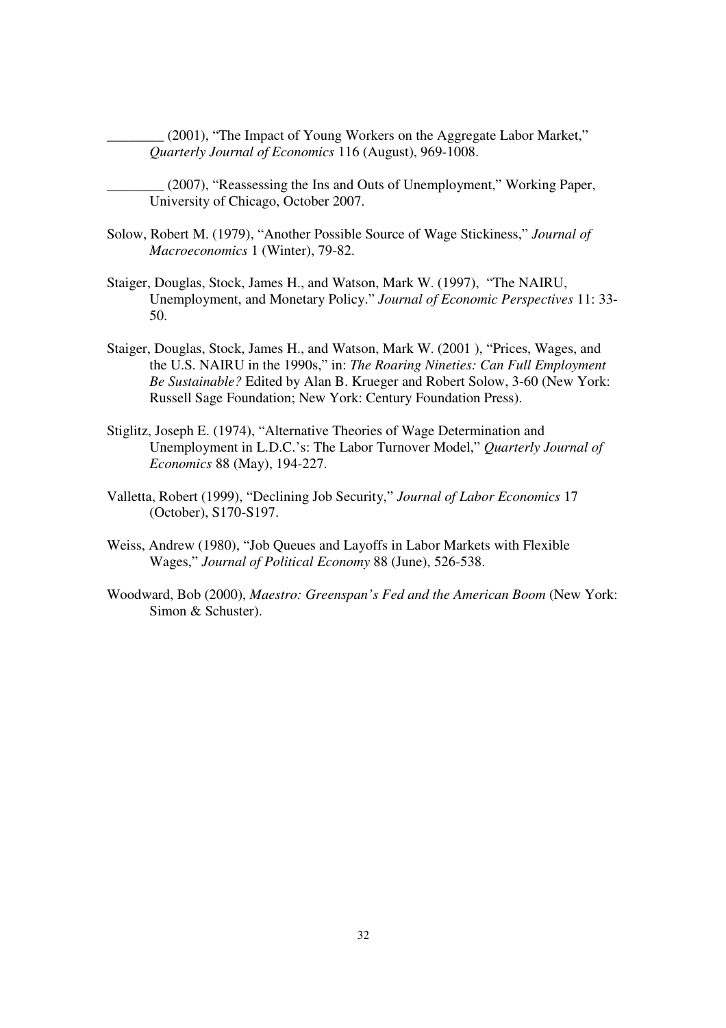________ (2001), "The Impact of Young Workers on the Aggregate Labor Market," *Quarterly Journal of Economics* 116 (August), 969-1008.

________ (2007), "Reassessing the Ins and Outs of Unemployment," Working Paper, University of Chicago, October 2007.

Solow, Robert M. (1979), "Another Possible Source of Wage Stickiness," *Journal of Macroeconomics* 1 (Winter), 79-82.

Staiger, Douglas, Stock, James H., and Watson, Mark W. (1997), "The NAIRU, Unemployment, and Monetary Policy." *Journal of Economic Perspectives* 11: 33-50.

Staiger, Douglas, Stock, James H., and Watson, Mark W. (2001 ), "Prices, Wages, and the U.S. NAIRU in the 1990s," in: *The Roaring Nineties: Can Full Employment Be Sustainable?* Edited by Alan B. Krueger and Robert Solow, 3-60 (New York: Russell Sage Foundation; New York: Century Foundation Press).

Stiglitz, Joseph E. (1974), "Alternative Theories of Wage Determination and Unemployment in L.D.C.'s: The Labor Turnover Model," *Quarterly Journal of Economics* 88 (May), 194-227.

Valletta, Robert (1999), "Declining Job Security," *Journal of Labor Economics* 17 (October), S170-S197.

Weiss, Andrew (1980), "Job Queues and Layoffs in Labor Markets with Flexible Wages," *Journal of Political Economy* 88 (June), 526-538.

Woodward, Bob (2000), *Maestro: Greenspan's Fed and the American Boom* (New York: Simon & Schuster).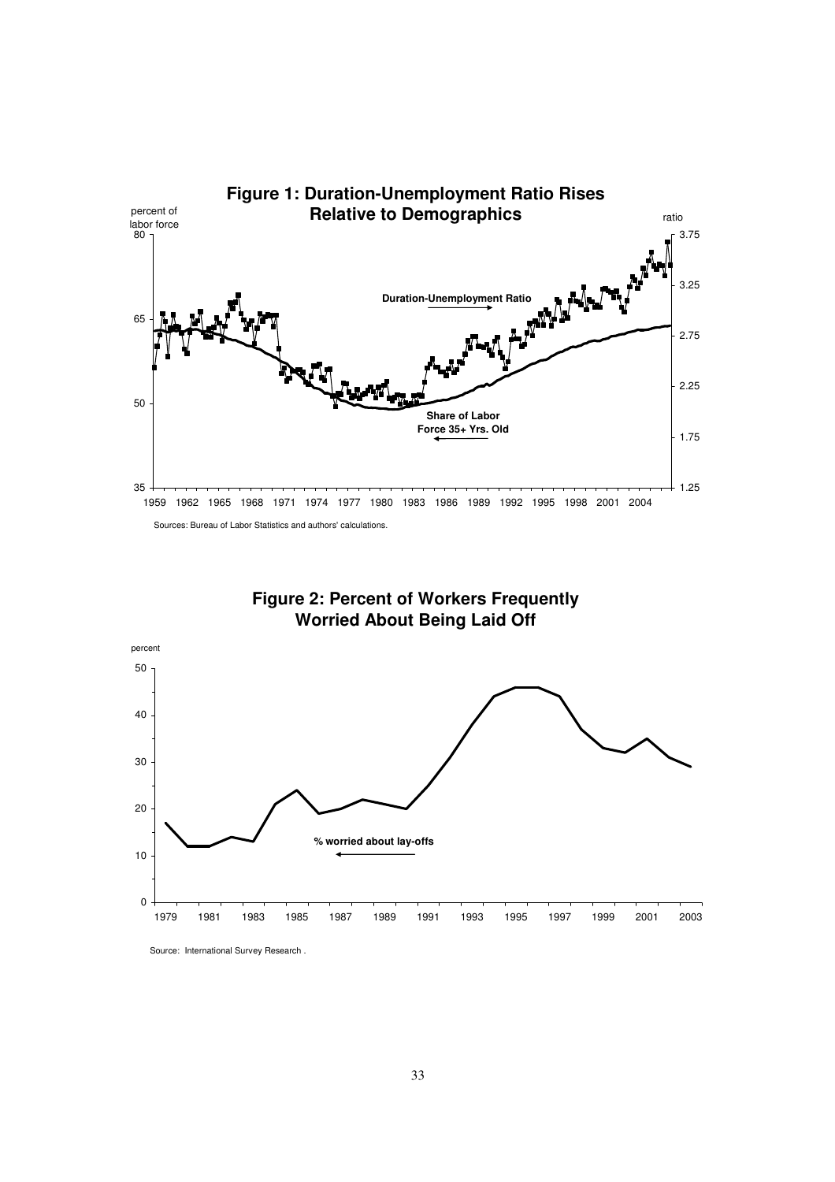**Figure 1: Duration-Unemployment Ratio Rises Relative to Demographics**

percent of labor force

ratio

80

65

50

35

3.75

3.25

2.75

2.25

1.75

1.25

Duration-Unemployment Ratio

Share of Labor Force 35+ Yrs. Old

1959 1962 1965 1968 1971 1974 1977 1980 1983 1986 1989 1992 1995 1998 2001 2004

Sources: Bureau of Labor Statistics and authors' calculations.

**Figure 2: Percent of Workers Frequently Worried About Being Laid Off**

percent

50

40

30

20

10

0

% worried about lay-offs

1979 1981 1983 1985 1987 1989 1991 1993 1995 1997 1999 2001 2003

Source: International Survey Research .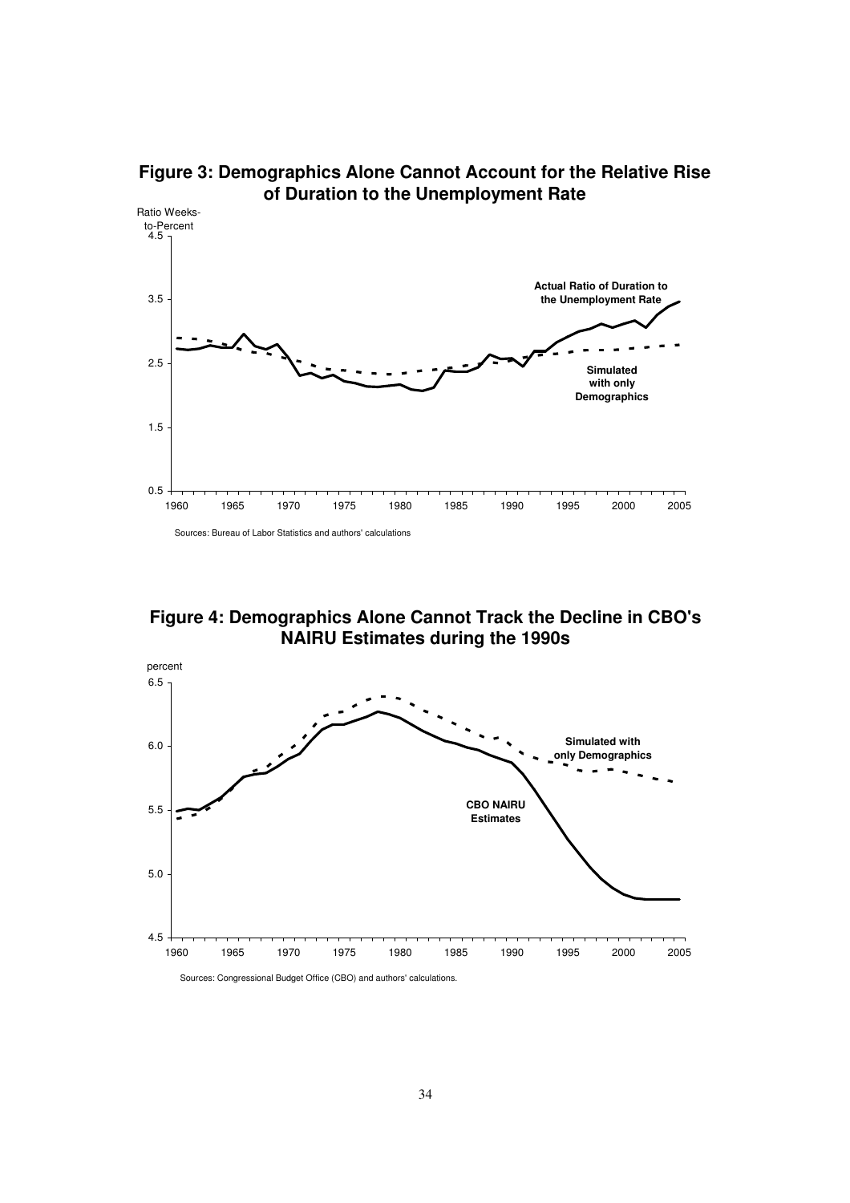**Figure 3: Demographics Alone Cannot Account for the Relative Rise of Duration to the Unemployment Rate**

Ratio Weeks-to-Percent

4.5
3.5
2.5
1.5
0.5

1960 1965 1970 1975 1980 1985 1990 1995 2000 2005

Actual Ratio of Duration to the Unemployment Rate

Simulated with only Demographics

Sources: Bureau of Labor Statistics and authors' calculations

**Figure 4: Demographics Alone Cannot Track the Decline in CBO's NAIRU Estimates during the 1990s**

percent

6.5
6.0
5.5
5.0
4.5

1960 1965 1970 1975 1980 1985 1990 1995 2000 2005

Simulated with only Demographics

CBO NAIRU Estimates

Sources: Congressional Budget Office (CBO) and authors' calculations.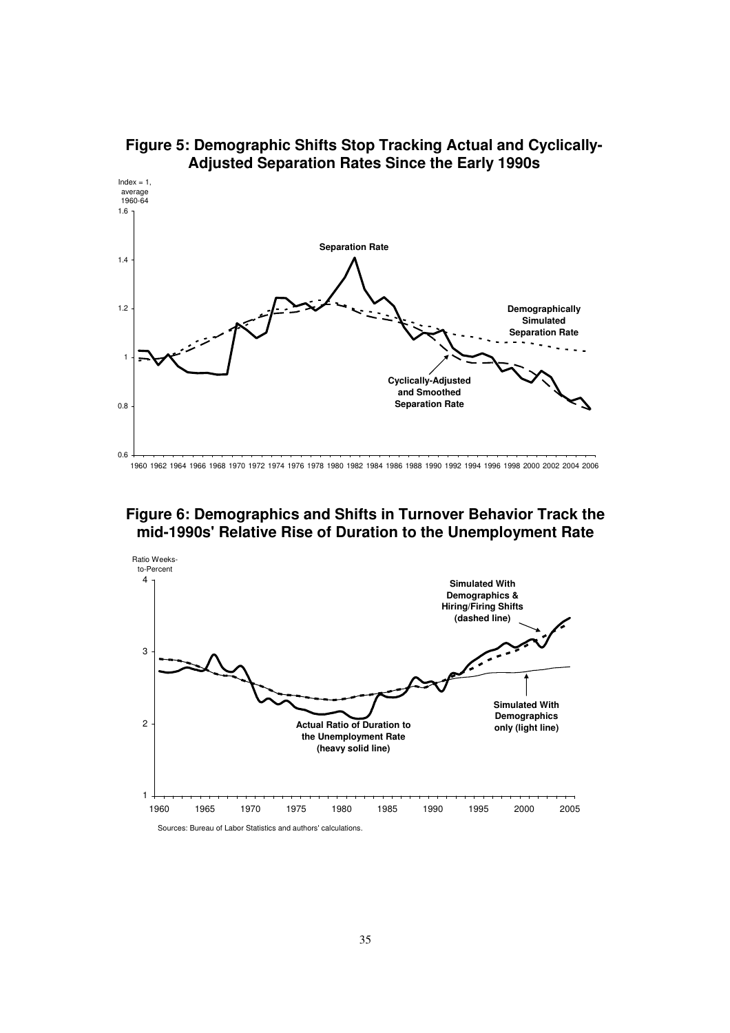**Figure 5: Demographic Shifts Stop Tracking Actual and Cyclically-Adjusted Separation Rates Since the Early 1990s**

Index = 1, average 1960-64

1.6

1.4

1.2

1

0.8

0.6

1960 1962 1964 1966 1968 1970 1972 1974 1976 1978 1980 1982 1984 1986 1988 1990 1992 1994 1996 1998 2000 2002 2004 2006

Separation Rate

Demographically Simulated Separation Rate

Cyclically-Adjusted and Smoothed Separation Rate

**Figure 6: Demographics and Shifts in Turnover Behavior Track the mid-1990s' Relative Rise of Duration to the Unemployment Rate**

Ratio Weeks-to-Percent

4

3

2

1

1960 1965 1970 1975 1980 1985 1990 1995 2000 2005

Simulated With Demographics & Hiring/Firing Shifts (dashed line)

Simulated With Demographics only (light line)

Actual Ratio of Duration to the Unemployment Rate (heavy solid line)

Sources: Bureau of Labor Statistics and authors' calculations.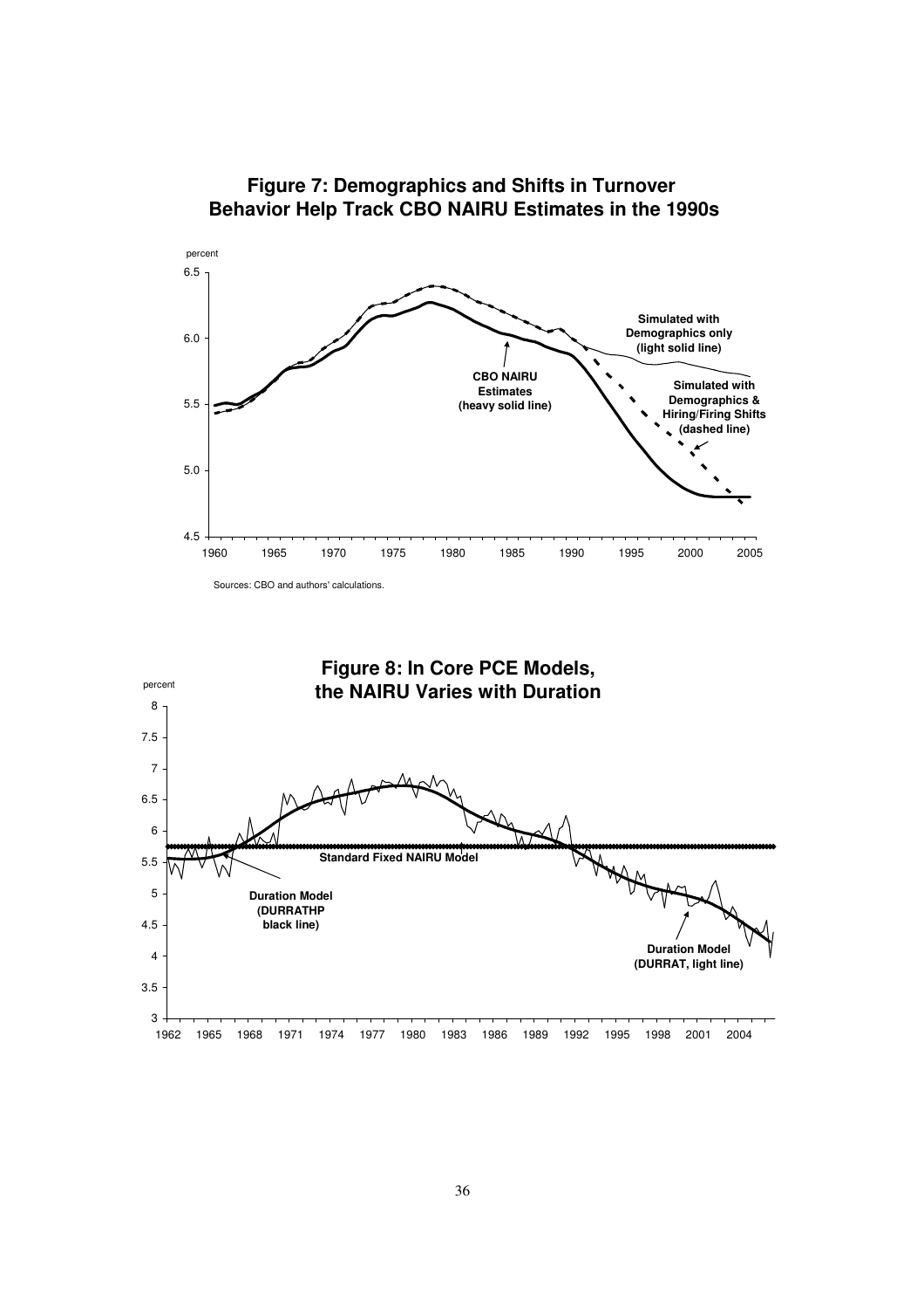**Figure 7: Demographics and Shifts in Turnover Behavior Help Track CBO NAIRU Estimates in the 1990s**

percent

6.5
6.0
5.5
5.0
4.5

1960 1965 1970 1975 1980 1985 1990 1995 2000 2005

CBO NAIRU Estimates (heavy solid line)

Simulated with Demographics only (light solid line)

Simulated with Demographics & Hiring/Firing Shifts (dashed line)

Sources: CBO and authors' calculations.

**Figure 8: In Core PCE Models, the NAIRU Varies with Duration**

percent

8
7.5
7
6.5
6
5.5
5
4.5
4
3.5
3

1962 1965 1968 1971 1974 1977 1980 1983 1986 1989 1992 1995 1998 2001 2004

Standard Fixed NAIRU Model

Duration Model (DURRATHP black line)

Duration Model (DURRAT, light line)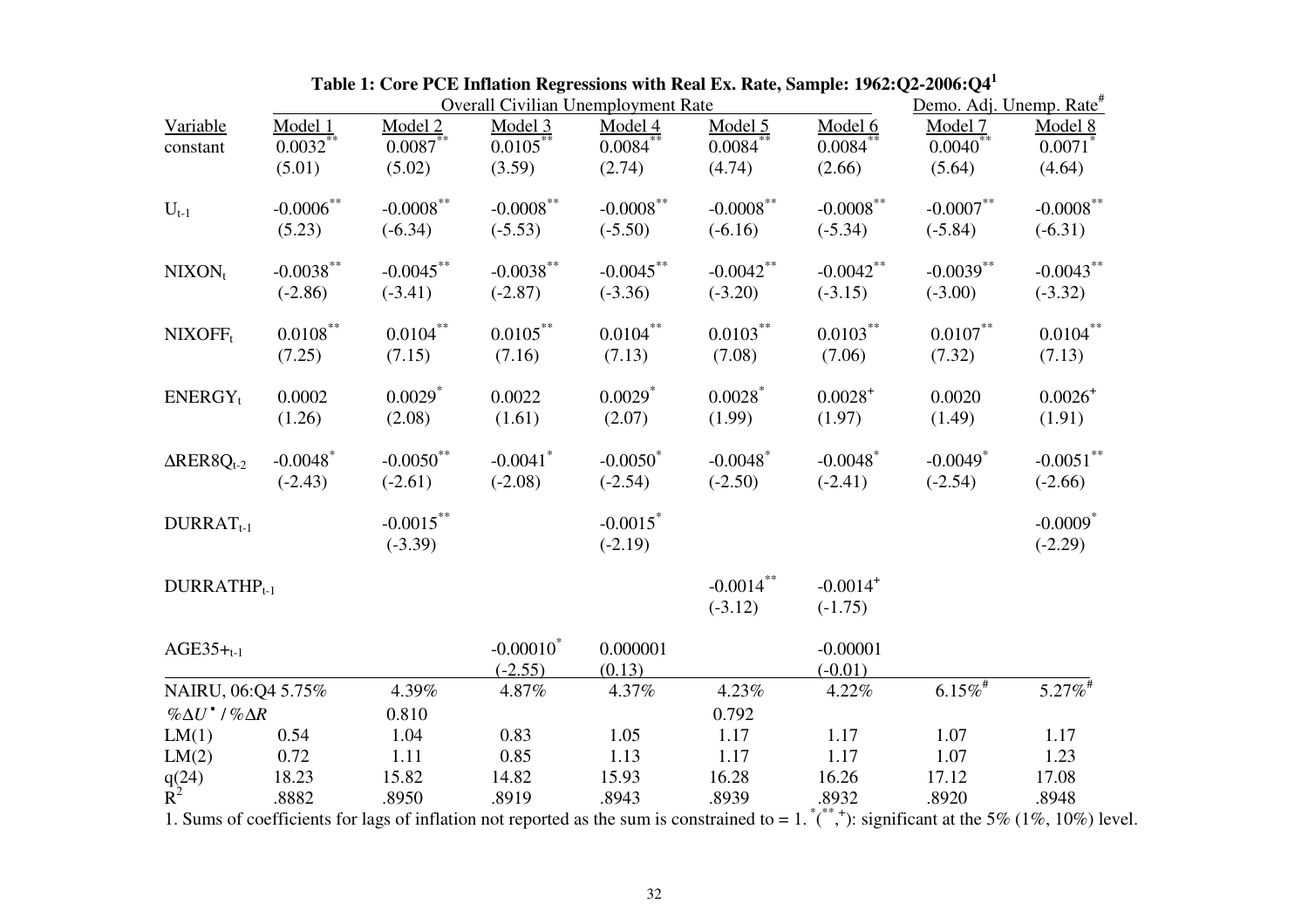**Table 1: Core PCE Inflation Regressions with Real Ex. Rate, Sample: 1962:Q2-2006:Q4[1]**

| | Overall Civilian Unemployment Rate | | | | | | Demo. Adj. Unemp. Rate[#] | |
|---|---|---|---|---|---|---|---|---|
| Variable | Model 1 | Model 2 | Model 3 | Model 4 | Model 5 | Model 6 | Model 7 | Model 8 |
| constant | 0.0032** | 0.0087** | 0.0105** | 0.0084** | 0.0084** | 0.0084** | 0.0040** | 0.0071* |
| | (5.01) | (5.02) | (3.59) | (2.74) | (4.74) | (2.66) | (5.64) | (4.64) |
| $U_{t-1}$ | -0.0006** | -0.0008** | -0.0008** | -0.0008** | -0.0008** | -0.0008** | -0.0007** | -0.0008** |
| | (5.23) | (-6.34) | (-5.53) | (-5.50) | (-6.16) | (-5.34) | (-5.84) | (-6.31) |
| $NIXON_t$ | -0.0038** | -0.0045** | -0.0038** | -0.0045** | -0.0042** | -0.0042** | -0.0039** | -0.0043** |
| | (-2.86) | (-3.41) | (-2.87) | (-3.36) | (-3.20) | (-3.15) | (-3.00) | (-3.32) |
| $NIXOFF_t$ | 0.0108** | 0.0104** | 0.0105** | 0.0104** | 0.0103** | 0.0103** | 0.0107** | 0.0104** |
| | (7.25) | (7.15) | (7.16) | (7.13) | (7.08) | (7.06) | (7.32) | (7.13) |
| $ENERGY_t$ | 0.0002 | 0.0029* | 0.0022 | 0.0029* | 0.0028* | 0.0028+ | 0.0020 | 0.0026+ |
| | (1.26) | (2.08) | (1.61) | (2.07) | (1.99) | (1.97) | (1.49) | (1.91) |
| $\Delta RER8Q_{t-2}$ | -0.0048* | -0.0050** | -0.0041* | -0.0050* | -0.0048* | -0.0048* | -0.0049* | -0.0051** |
| | (-2.43) | (-2.61) | (-2.08) | (-2.54) | (-2.50) | (-2.41) | (-2.54) | (-2.66) |
| $DURRAT_{t-1}$ | | -0.0015** | | -0.0015* | | | | -0.0009* |
| | | (-3.39) | | (-2.19) | | | | (-2.29) |
| $DURRATHP_{t-1}$ | | | | | -0.0014** | -0.0014+ | | |
| | | | | | (-3.12) | (-1.75) | | |
| $AGE35+_{t-1}$ | | | -0.00010* | 0.000001 | | -0.00001 | | |
| | | | (-2.55) | (0.13) | | (-0.01) | | |
| NAIRU, 06:Q4 | 5.75% | 4.39% | 4.87% | 4.37% | 4.23% | 4.22% | 6.15%[#] | 5.27%[#] |
| $\%\Delta U^{\bullet} / \%\Delta R$ | | 0.810 | | | 0.792 | | | |
| LM(1) | 0.54 | 1.04 | 0.83 | 1.05 | 1.17 | 1.17 | 1.07 | 1.17 |
| LM(2) | 0.72 | 1.11 | 0.85 | 1.13 | 1.17 | 1.17 | 1.07 | 1.23 |
| q(24) | 18.23 | 15.82 | 14.82 | 15.93 | 16.28 | 16.26 | 17.12 | 17.08 |
| $R^2$ | .8882 | .8950 | .8919 | .8943 | .8939 | .8932 | .8920 | .8948 |

1. Sums of coefficients for lags of inflation not reported as the sum is constrained to = 1. *(**,+): significant at the 5% (1%, 10%) level.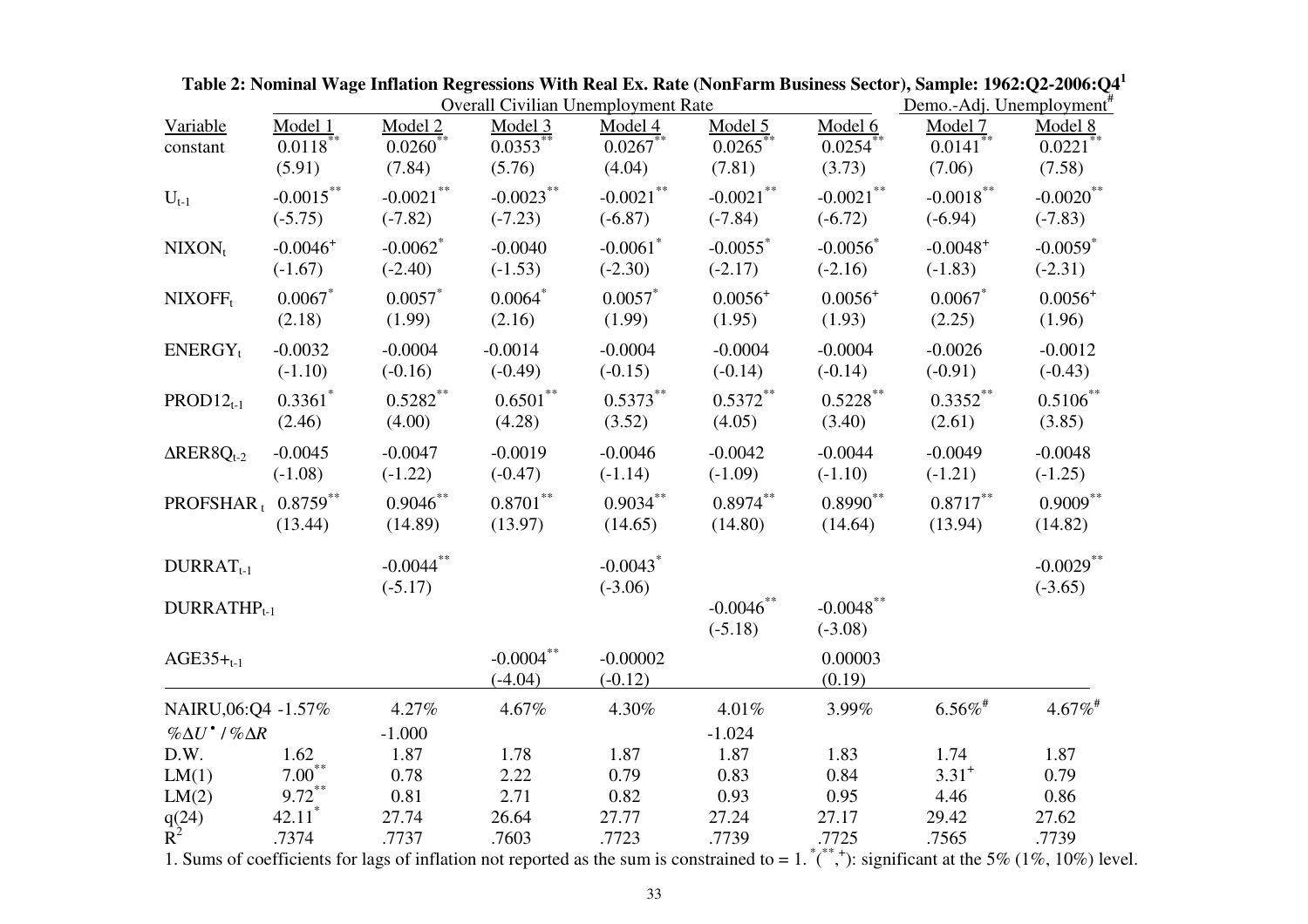**Table 2: Nominal Wage Inflation Regressions With Real Ex. Rate (NonFarm Business Sector), Sample: 1962:Q2-2006:Q4[1]**

| | Overall Civilian Unemployment Rate | | | | | | Demo.-Adj. Unemployment[#] | |
|---|---|---|---|---|---|---|---|---|
| Variable | Model 1 | Model 2 | Model 3 | Model 4 | Model 5 | Model 6 | Model 7 | Model 8 |
| constant | 0.0118** | 0.0260** | 0.0353** | 0.0267** | 0.0265** | 0.0254** | 0.0141** | 0.0221** |
| | (5.91) | (7.84) | (5.76) | (4.04) | (7.81) | (3.73) | (7.06) | (7.58) |
| $U_{t-1}$ | -0.0015** | -0.0021** | -0.0023** | -0.0021** | -0.0021** | -0.0021** | -0.0018** | -0.0020** |
| | (-5.75) | (-7.82) | (-7.23) | (-6.87) | (-7.84) | (-6.72) | (-6.94) | (-7.83) |
| $NIXON_t$ | -0.0046+ | -0.0062* | -0.0040 | -0.0061* | -0.0055* | -0.0056* | -0.0048+ | -0.0059* |
| | (-1.67) | (-2.40) | (-1.53) | (-2.30) | (-2.17) | (-2.16) | (-1.83) | (-2.31) |
| $NIXOFF_t$ | 0.0067* | 0.0057* | 0.0064* | 0.0057* | 0.0056+ | 0.0056+ | 0.0067* | 0.0056+ |
| | (2.18) | (1.99) | (2.16) | (1.99) | (1.95) | (1.93) | (2.25) | (1.96) |
| $ENERGY_t$ | -0.0032 | -0.0004 | -0.0014 | -0.0004 | -0.0004 | -0.0004 | -0.0026 | -0.0012 |
| | (-1.10) | (-0.16) | (-0.49) | (-0.15) | (-0.14) | (-0.14) | (-0.91) | (-0.43) |
| $PROD12_{t-1}$ | 0.3361* | 0.5282** | 0.6501** | 0.5373** | 0.5372** | 0.5228** | 0.3352** | 0.5106** |
| | (2.46) | (4.00) | (4.28) | (3.52) | (4.05) | (3.40) | (2.61) | (3.85) |
| $\Delta RER8Q_{t-2}$ | -0.0045 | -0.0047 | -0.0019 | -0.0046 | -0.0042 | -0.0044 | -0.0049 | -0.0048 |
| | (-1.08) | (-1.22) | (-0.47) | (-1.14) | (-1.09) | (-1.10) | (-1.21) | (-1.25) |
| $PROFSHAR_t$ | 0.8759** | 0.9046** | 0.8701** | 0.9034** | 0.8974** | 0.8990** | 0.8717** | 0.9009** |
| | (13.44) | (14.89) | (13.97) | (14.65) | (14.80) | (14.64) | (13.94) | (14.82) |
| $DURRAT_{t-1}$ | | -0.0044** | | -0.0043* | | | | -0.0029** |
| | | (-5.17) | | (-3.06) | | | | (-3.65) |
| $DURRATHP_{t-1}$ | | | | | -0.0046** | -0.0048** | | |
| | | | | | (-5.18) | (-3.08) | | |
| $AGE35+_{t-1}$ | | | -0.0004** | -0.00002 | | 0.00003 | | |
| | | | (-4.04) | (-0.12) | | (0.19) | | |
| NAIRU,06:Q4 | -1.57% | 4.27% | 4.67% | 4.30% | 4.01% | 3.99% | 6.56%[#] | 4.67%[#] |
| $\%\Delta U^{\bullet} / \%\Delta R$ | | -1.000 | | | -1.024 | | | |
| D.W. | 1.62 | 1.87 | 1.78 | 1.87 | 1.87 | 1.83 | 1.74 | 1.87 |
| LM(1) | 7.00** | 0.78 | 2.22 | 0.79 | 0.83 | 0.84 | 3.31+ | 0.79 |
| LM(2) | 9.72** | 0.81 | 2.71 | 0.82 | 0.93 | 0.95 | 4.46 | 0.86 |
| q(24) | 42.11* | 27.74 | 26.64 | 27.77 | 27.24 | 27.17 | 29.42 | 27.62 |
| $R^2$ | .7374 | .7737 | .7603 | .7723 | .7739 | .7725 | .7565 | .7739 |

1. Sums of coefficients for lags of inflation not reported as the sum is constrained to = 1. *(**,+): significant at the 5% (1%, 10%) level.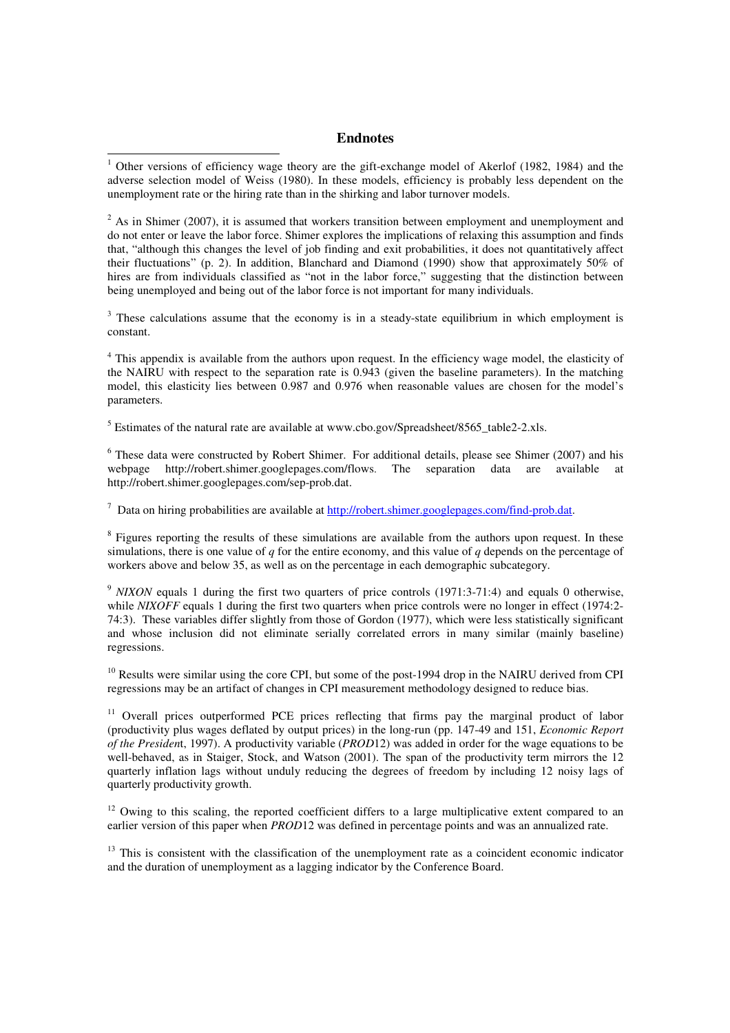# Endnotes

[1] Other versions of efficiency wage theory are the gift-exchange model of Akerlof (1982, 1984) and the adverse selection model of Weiss (1980). In these models, efficiency is probably less dependent on the unemployment rate or the hiring rate than in the shirking and labor turnover models.

[2] As in Shimer (2007), it is assumed that workers transition between employment and unemployment and do not enter or leave the labor force. Shimer explores the implications of relaxing this assumption and finds that, "although this changes the level of job finding and exit probabilities, it does not quantitatively affect their fluctuations" (p. 2). In addition, Blanchard and Diamond (1990) show that approximately 50% of hires are from individuals classified as "not in the labor force," suggesting that the distinction between being unemployed and being out of the labor force is not important for many individuals.

[3] These calculations assume that the economy is in a steady-state equilibrium in which employment is constant.

[4] This appendix is available from the authors upon request. In the efficiency wage model, the elasticity of the NAIRU with respect to the separation rate is 0.943 (given the baseline parameters). In the matching model, this elasticity lies between 0.987 and 0.976 when reasonable values are chosen for the model's parameters.

[5] Estimates of the natural rate are available at www.cbo.gov/Spreadsheet/8565_table2-2.xls.

[6] These data were constructed by Robert Shimer. For additional details, please see Shimer (2007) and his webpage http://robert.shimer.googlepages.com/flows. The separation data are available at http://robert.shimer.googlepages.com/sep-prob.dat.

[7] Data on hiring probabilities are available at http://robert.shimer.googlepages.com/find-prob.dat.

[8] Figures reporting the results of these simulations are available from the authors upon request. In these simulations, there is one value of $q$ for the entire economy, and this value of $q$ depends on the percentage of workers above and below 35, as well as on the percentage in each demographic subcategory.

[9] *NIXON* equals 1 during the first two quarters of price controls (1971:3-71:4) and equals 0 otherwise, while *NIXOFF* equals 1 during the first two quarters when price controls were no longer in effect (1974:2-74:3). These variables differ slightly from those of Gordon (1977), which were less statistically significant and whose inclusion did not eliminate serially correlated errors in many similar (mainly baseline) regressions.

[10] Results were similar using the core CPI, but some of the post-1994 drop in the NAIRU derived from CPI regressions may be an artifact of changes in CPI measurement methodology designed to reduce bias.

[11] Overall prices outperformed PCE prices reflecting that firms pay the marginal product of labor (productivity plus wages deflated by output prices) in the long-run (pp. 147-49 and 151, *Economic Report of the President*, 1997). A productivity variable (*PROD*12) was added in order for the wage equations to be well-behaved, as in Staiger, Stock, and Watson (2001). The span of the productivity term mirrors the 12 quarterly inflation lags without unduly reducing the degrees of freedom by including 12 noisy lags of quarterly productivity growth.

[12] Owing to this scaling, the reported coefficient differs to a large multiplicative extent compared to an earlier version of this paper when *PROD*12 was defined in percentage points and was an annualized rate.

[13] This is consistent with the classification of the unemployment rate as a coincident economic indicator and the duration of unemployment as a lagging indicator by the Conference Board.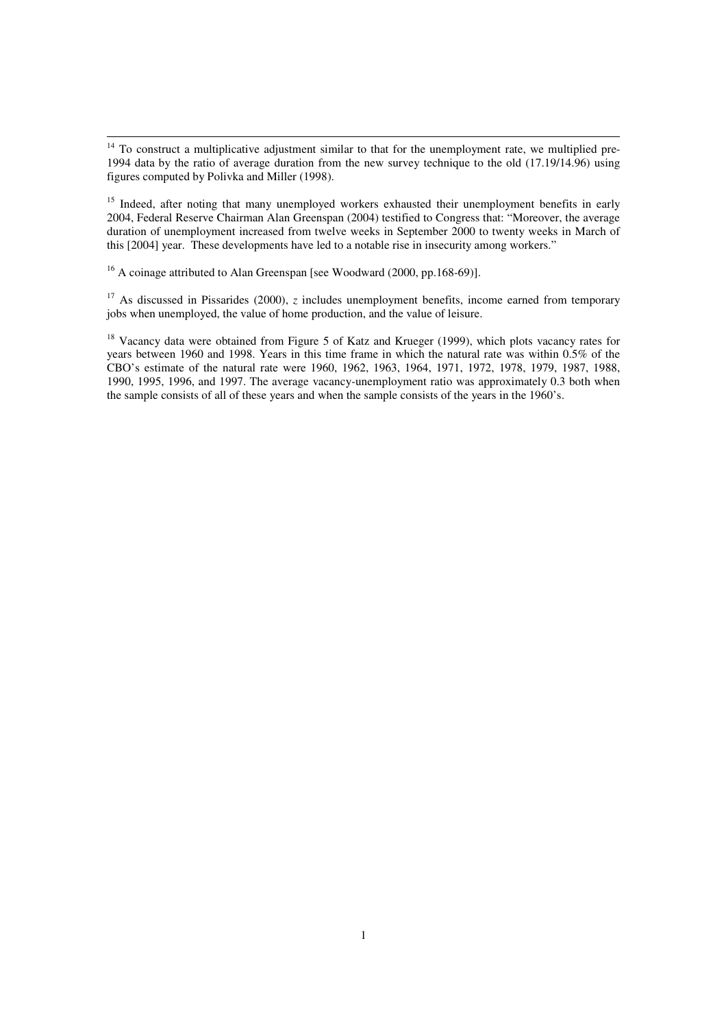[14] To construct a multiplicative adjustment similar to that for the unemployment rate, we multiplied pre-1994 data by the ratio of average duration from the new survey technique to the old (17.19/14.96) using figures computed by Polivka and Miller (1998).

[15] Indeed, after noting that many unemployed workers exhausted their unemployment benefits in early 2004, Federal Reserve Chairman Alan Greenspan (2004) testified to Congress that: "Moreover, the average duration of unemployment increased from twelve weeks in September 2000 to twenty weeks in March of this [2004] year. These developments have led to a notable rise in insecurity among workers."

[16] A coinage attributed to Alan Greenspan [see Woodward (2000, pp.168-69)].

[17] As discussed in Pissarides (2000), $z$ includes unemployment benefits, income earned from temporary jobs when unemployed, the value of home production, and the value of leisure.

[18] Vacancy data were obtained from Figure 5 of Katz and Krueger (1999), which plots vacancy rates for years between 1960 and 1998. Years in this time frame in which the natural rate was within 0.5% of the CBO's estimate of the natural rate were 1960, 1962, 1963, 1964, 1971, 1972, 1978, 1979, 1987, 1988, 1990, 1995, 1996, and 1997. The average vacancy-unemployment ratio was approximately 0.3 both when the sample consists of all of these years and when the sample consists of the years in the 1960's.